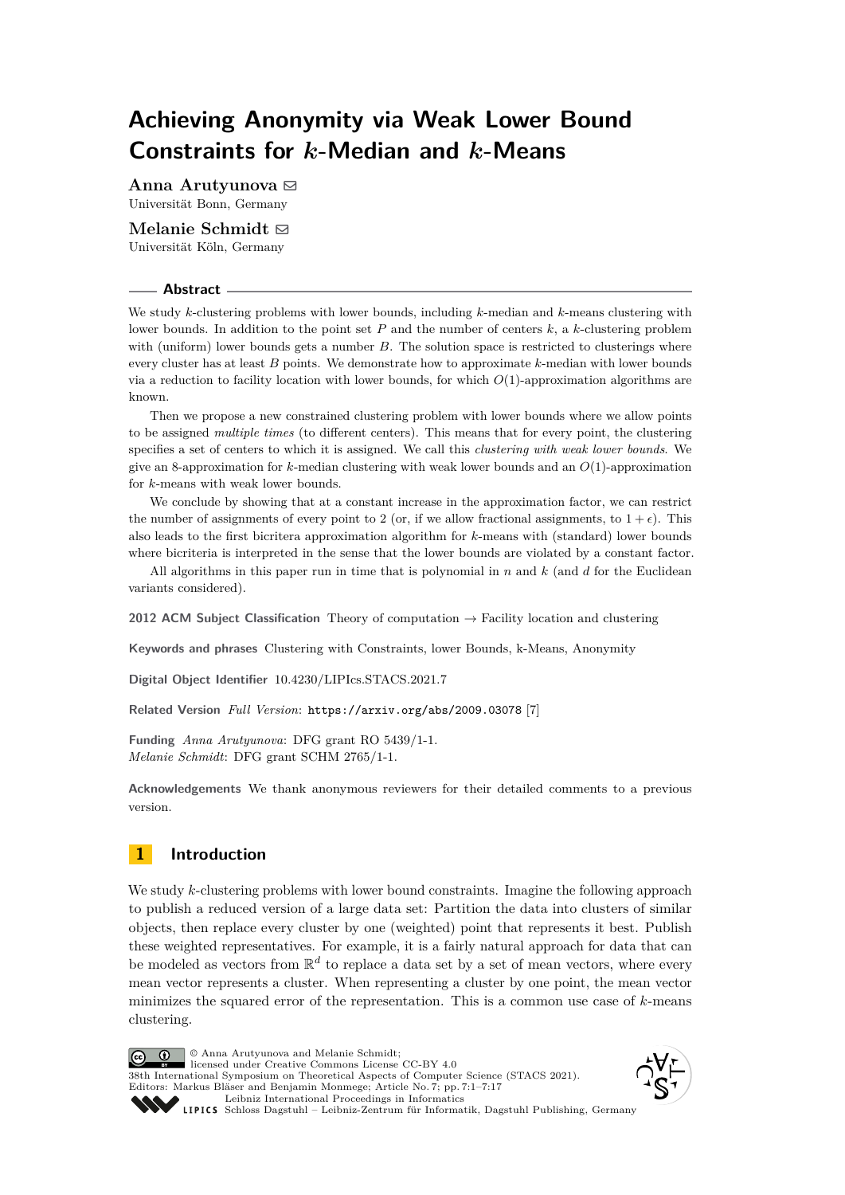# Achieving Anonymity via Weak Lower Bound Constraints for $k$-Median and $k$-Means

**Anna Arutyunova** ✉
Universität Bonn, Germany

**Melanie Schmidt** ✉
Universität Köln, Germany

## Abstract

We study $k$-clustering problems with lower bounds, including $k$-median and $k$-means clustering with lower bounds. In addition to the point set $P$ and the number of centers $k$, a $k$-clustering problem with (uniform) lower bounds gets a number $B$. The solution space is restricted to clusterings where every cluster has at least $B$ points. We demonstrate how to approximate $k$-median with lower bounds via a reduction to facility location with lower bounds, for which $O(1)$-approximation algorithms are known.

Then we propose a new constrained clustering problem with lower bounds where we allow points to be assigned *multiple times* (to different centers). This means that for every point, the clustering specifies a set of centers to which it is assigned. We call this *clustering with weak lower bounds*. We give an 8-approximation for $k$-median clustering with weak lower bounds and an $O(1)$-approximation for $k$-means with weak lower bounds.

We conclude by showing that at a constant increase in the approximation factor, we can restrict the number of assignments of every point to 2 (or, if we allow fractional assignments, to $1+\epsilon$). This also leads to the first bicritera approximation algorithm for $k$-means with (standard) lower bounds where bicriteria is interpreted in the sense that the lower bounds are violated by a constant factor.

All algorithms in this paper run in time that is polynomial in $n$ and $k$ (and $d$ for the Euclidean variants considered).

**2012 ACM Subject Classification** Theory of computation → Facility location and clustering

**Keywords and phrases** Clustering with Constraints, lower Bounds, k-Means, Anonymity

**Digital Object Identifier** 10.4230/LIPIcs.STACS.2021.7

**Related Version** *Full Version*: https://arxiv.org/abs/2009.03078 [7]

**Funding** *Anna Arutyunova*: DFG grant RO 5439/1-1.
*Melanie Schmidt*: DFG grant SCHM 2765/1-1.

**Acknowledgements** We thank anonymous reviewers for their detailed comments to a previous version.

## 1 Introduction

We study $k$-clustering problems with lower bound constraints. Imagine the following approach to publish a reduced version of a large data set: Partition the data into clusters of similar objects, then replace every cluster by one (weighted) point that represents it best. Publish these weighted representatives. For example, it is a fairly natural approach for data that can be modeled as vectors from $\mathbb{R}^d$ to replace a data set by a set of mean vectors, where every mean vector represents a cluster. When representing a cluster by one point, the mean vector minimizes the squared error of the representation. This is a common use case of $k$-means clustering.

© Anna Arutyunova and Melanie Schmidt;
licensed under Creative Commons License CC-BY 4.0
38th International Symposium on Theoretical Aspects of Computer Science (STACS 2021).
Editors: Markus Bläser and Benjamin Monmege; Article No. 7; pp. 7:1–7:17
Leibniz International Proceedings in Informatics
Schloss Dagstuhl – Leibniz-Zentrum für Informatik, Dagstuhl Publishing, Germany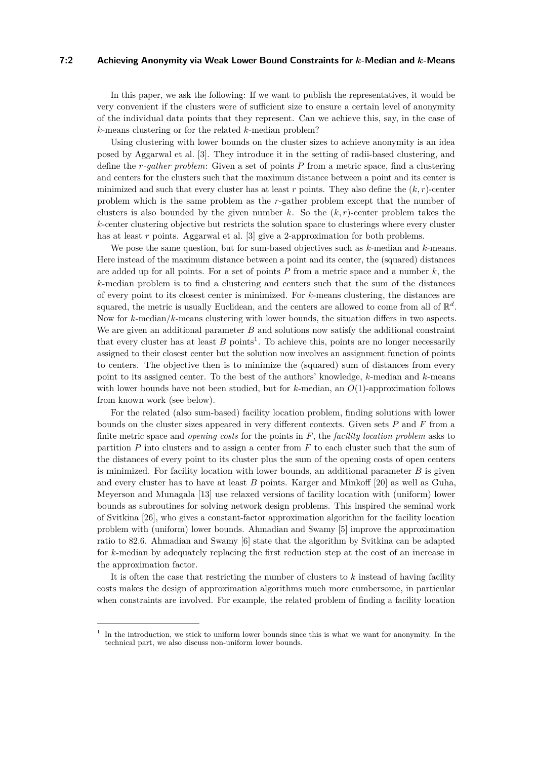In this paper, we ask the following: If we want to publish the representatives, it would be very convenient if the clusters were of sufficient size to ensure a certain level of anonymity of the individual data points that they represent. Can we achieve this, say, in the case of $k$-means clustering or for the related $k$-median problem?

Using clustering with lower bounds on the cluster sizes to achieve anonymity is an idea posed by Aggarwal et al. [3]. They introduce it in the setting of radii-based clustering, and define the *$r$-gather problem*: Given a set of points $P$ from a metric space, find a clustering and centers for the clusters such that the maximum distance between a point and its center is minimized and such that every cluster has at least $r$ points. They also define the $(k, r)$-center problem which is the same problem as the $r$-gather problem except that the number of clusters is also bounded by the given number $k$. So the $(k, r)$-center problem takes the $k$-center clustering objective but restricts the solution space to clusterings where every cluster has at least $r$ points. Aggarwal et al. [3] give a 2-approximation for both problems.

We pose the same question, but for sum-based objectives such as $k$-median and $k$-means. Here instead of the maximum distance between a point and its center, the (squared) distances are added up for all points. For a set of points $P$ from a metric space and a number $k$, the $k$-median problem is to find a clustering and centers such that the sum of the distances of every point to its closest center is minimized. For $k$-means clustering, the distances are squared, the metric is usually Euclidean, and the centers are allowed to come from all of $\mathbb{R}^d$. Now for $k$-median/$k$-means clustering with lower bounds, the situation differs in two aspects. We are given an additional parameter $B$ and solutions now satisfy the additional constraint that every cluster has at least $B$ points[1]. To achieve this, points are no longer necessarily assigned to their closest center but the solution now involves an assignment function of points to centers. The objective then is to minimize the (squared) sum of distances from every point to its assigned center. To the best of the authors' knowledge, $k$-median and $k$-means with lower bounds have not been studied, but for $k$-median, an $O(1)$-approximation follows from known work (see below).

For the related (also sum-based) facility location problem, finding solutions with lower bounds on the cluster sizes appeared in very different contexts. Given sets $P$ and $F$ from a finite metric space and *opening costs* for the points in $F$, the *facility location problem* asks to partition $P$ into clusters and to assign a center from $F$ to each cluster such that the sum of the distances of every point to its cluster plus the sum of the opening costs of open centers is minimized. For facility location with lower bounds, an additional parameter $B$ is given and every cluster has to have at least $B$ points. Karger and Minkoff [20] as well as Guha, Meyerson and Munagala [13] use relaxed versions of facility location with (uniform) lower bounds as subroutines for solving network design problems. This inspired the seminal work of Svitkina [26], who gives a constant-factor approximation algorithm for the facility location problem with (uniform) lower bounds. Ahmadian and Swamy [5] improve the approximation ratio to 82.6. Ahmadian and Swamy [6] state that the algorithm by Svitkina can be adapted for $k$-median by adequately replacing the first reduction step at the cost of an increase in the approximation factor.

It is often the case that restricting the number of clusters to $k$ instead of having facility costs makes the design of approximation algorithms much more cumbersome, in particular when constraints are involved. For example, the related problem of finding a facility location

[1] In the introduction, we stick to uniform lower bounds since this is what we want for anonymity. In the technical part, we also discuss non-uniform lower bounds.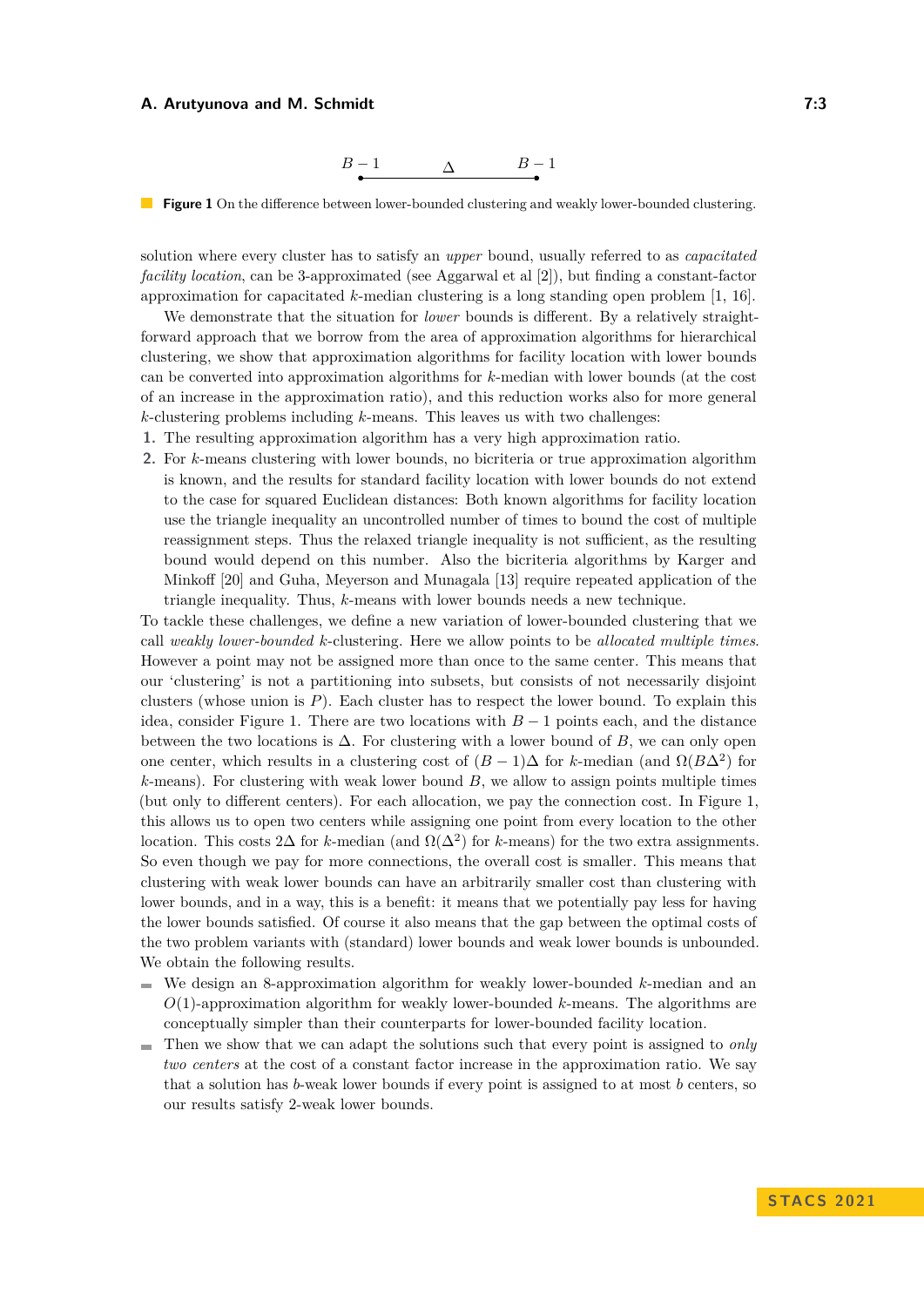$B-1$ $\Delta$ $B-1$

**Figure 1** On the difference between lower-bounded clustering and weakly lower-bounded clustering.

solution where every cluster has to satisfy an *upper* bound, usually referred to as *capacitated facility location*, can be 3-approximated (see Aggarwal et al [2]), but finding a constant-factor approximation for capacitated $k$-median clustering is a long standing open problem [1, 16].

We demonstrate that the situation for *lower* bounds is different. By a relatively straightforward approach that we borrow from the area of approximation algorithms for hierarchical clustering, we show that approximation algorithms for facility location with lower bounds can be converted into approximation algorithms for $k$-median with lower bounds (at the cost of an increase in the approximation ratio), and this reduction works also for more general $k$-clustering problems including $k$-means. This leaves us with two challenges:

1. The resulting approximation algorithm has a very high approximation ratio.
2. For $k$-means clustering with lower bounds, no bicriteria or true approximation algorithm is known, and the results for standard facility location with lower bounds do not extend to the case for squared Euclidean distances: Both known algorithms for facility location use the triangle inequality an uncontrolled number of times to bound the cost of multiple reassignment steps. Thus the relaxed triangle inequality is not sufficient, as the resulting bound would depend on this number. Also the bicriteria algorithms by Karger and Minkoff [20] and Guha, Meyerson and Munagala [13] require repeated application of the triangle inequality. Thus, $k$-means with lower bounds needs a new technique.

To tackle these challenges, we define a new variation of lower-bounded clustering that we call *weakly lower-bounded* $k$-clustering. Here we allow points to be *allocated multiple times*. However a point may not be assigned more than once to the same center. This means that our 'clustering' is not a partitioning into subsets, but consists of not necessarily disjoint clusters (whose union is $P$). Each cluster has to respect the lower bound. To explain this idea, consider Figure 1. There are two locations with $B-1$ points each, and the distance between the two locations is $\Delta$. For clustering with a lower bound of $B$, we can only open one center, which results in a clustering cost of $(B-1)\Delta$ for $k$-median (and $\Omega(B\Delta^2)$ for $k$-means). For clustering with weak lower bound $B$, we allow to assign points multiple times (but only to different centers). For each allocation, we pay the connection cost. In Figure 1, this allows us to open two centers while assigning one point from every location to the other location. This costs $2\Delta$ for $k$-median (and $\Omega(\Delta^2)$ for $k$-means) for the two extra assignments. So even though we pay for more connections, the overall cost is smaller. This means that clustering with weak lower bounds can have an arbitrarily smaller cost than clustering with lower bounds, and in a way, this is a benefit: it means that we potentially pay less for having the lower bounds satisfied. Of course it also means that the gap between the optimal costs of the two problem variants with (standard) lower bounds and weak lower bounds is unbounded. We obtain the following results.

- We design an 8-approximation algorithm for weakly lower-bounded $k$-median and an $O(1)$-approximation algorithm for weakly lower-bounded $k$-means. The algorithms are conceptually simpler than their counterparts for lower-bounded facility location.
- Then we show that we can adapt the solutions such that every point is assigned to *only two centers* at the cost of a constant factor increase in the approximation ratio. We say that a solution has $b$-weak lower bounds if every point is assigned to at most $b$ centers, so our results satisfy 2-weak lower bounds.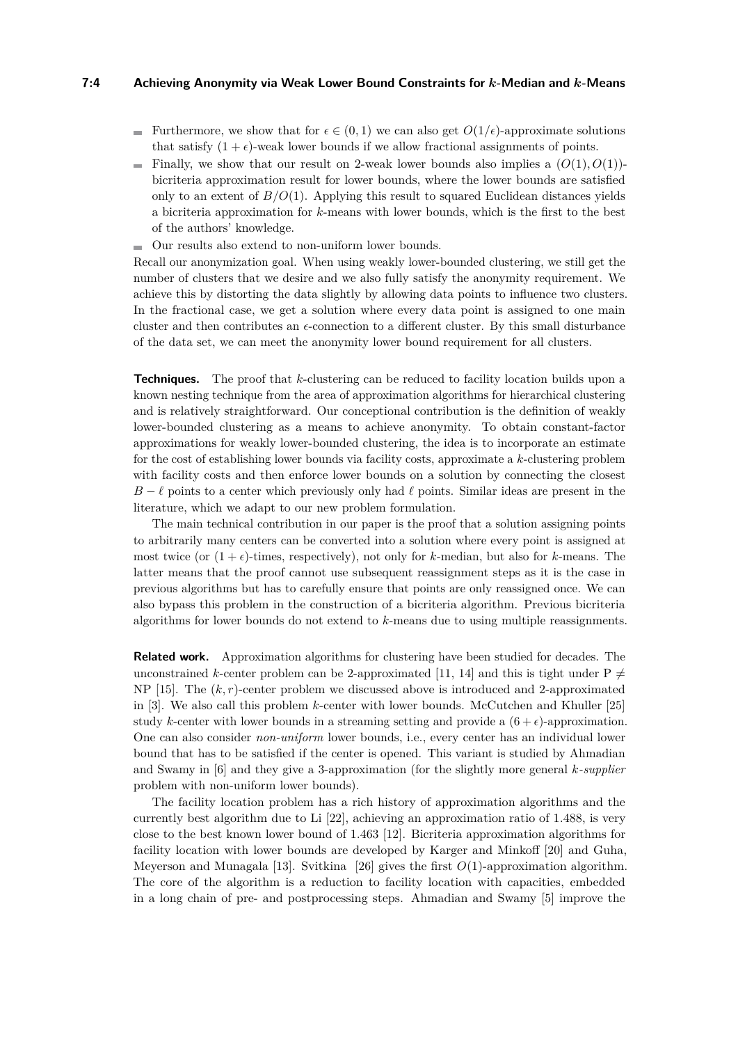- Furthermore, we show that for $\epsilon \in (0,1)$ we can also get $O(1/\epsilon)$-approximate solutions that satisfy $(1+\epsilon)$-weak lower bounds if we allow fractional assignments of points.
- Finally, we show that our result on 2-weak lower bounds also implies a $(O(1), O(1))$-bicriteria approximation result for lower bounds, where the lower bounds are satisfied only to an extent of $B/O(1)$. Applying this result to squared Euclidean distances yields a bicriteria approximation for $k$-means with lower bounds, which is the first to the best of the authors' knowledge.
- Our results also extend to non-uniform lower bounds.

Recall our anonymization goal. When using weakly lower-bounded clustering, we still get the number of clusters that we desire and we also fully satisfy the anonymity requirement. We achieve this by distorting the data slightly by allowing data points to influence two clusters. In the fractional case, we get a solution where every data point is assigned to one main cluster and then contributes an $\epsilon$-connection to a different cluster. By this small disturbance of the data set, we can meet the anonymity lower bound requirement for all clusters.

**Techniques.** The proof that $k$-clustering can be reduced to facility location builds upon a known nesting technique from the area of approximation algorithms for hierarchical clustering and is relatively straightforward. Our conceptional contribution is the definition of weakly lower-bounded clustering as a means to achieve anonymity. To obtain constant-factor approximations for weakly lower-bounded clustering, the idea is to incorporate an estimate for the cost of establishing lower bounds via facility costs, approximate a $k$-clustering problem with facility costs and then enforce lower bounds on a solution by connecting the closest $B - \ell$ points to a center which previously only had $\ell$ points. Similar ideas are present in the literature, which we adapt to our new problem formulation.

The main technical contribution in our paper is the proof that a solution assigning points to arbitrarily many centers can be converted into a solution where every point is assigned at most twice (or $(1+\epsilon)$-times, respectively), not only for $k$-median, but also for $k$-means. The latter means that the proof cannot use subsequent reassignment steps as it is the case in previous algorithms but has to carefully ensure that points are only reassigned once. We can also bypass this problem in the construction of a bicriteria algorithm. Previous bicriteria algorithms for lower bounds do not extend to $k$-means due to using multiple reassignments.

**Related work.** Approximation algorithms for clustering have been studied for decades. The unconstrained $k$-center problem can be 2-approximated [11, 14] and this is tight under P $\neq$ NP [15]. The $(k,r)$-center problem we discussed above is introduced and 2-approximated in [3]. We also call this problem $k$-center with lower bounds. McCutchen and Khuller [25] study $k$-center with lower bounds in a streaming setting and provide a $(6+\epsilon)$-approximation. One can also consider *non-uniform* lower bounds, i.e., every center has an individual lower bound that has to be satisfied if the center is opened. This variant is studied by Ahmadian and Swamy in [6] and they give a 3-approximation (for the slightly more general *$k$-supplier* problem with non-uniform lower bounds).

The facility location problem has a rich history of approximation algorithms and the currently best algorithm due to Li [22], achieving an approximation ratio of 1.488, is very close to the best known lower bound of 1.463 [12]. Bicriteria approximation algorithms for facility location with lower bounds are developed by Karger and Minkoff [20] and Guha, Meyerson and Munagala [13]. Svitkina [26] gives the first $O(1)$-approximation algorithm. The core of the algorithm is a reduction to facility location with capacities, embedded in a long chain of pre- and postprocessing steps. Ahmadian and Swamy [5] improve the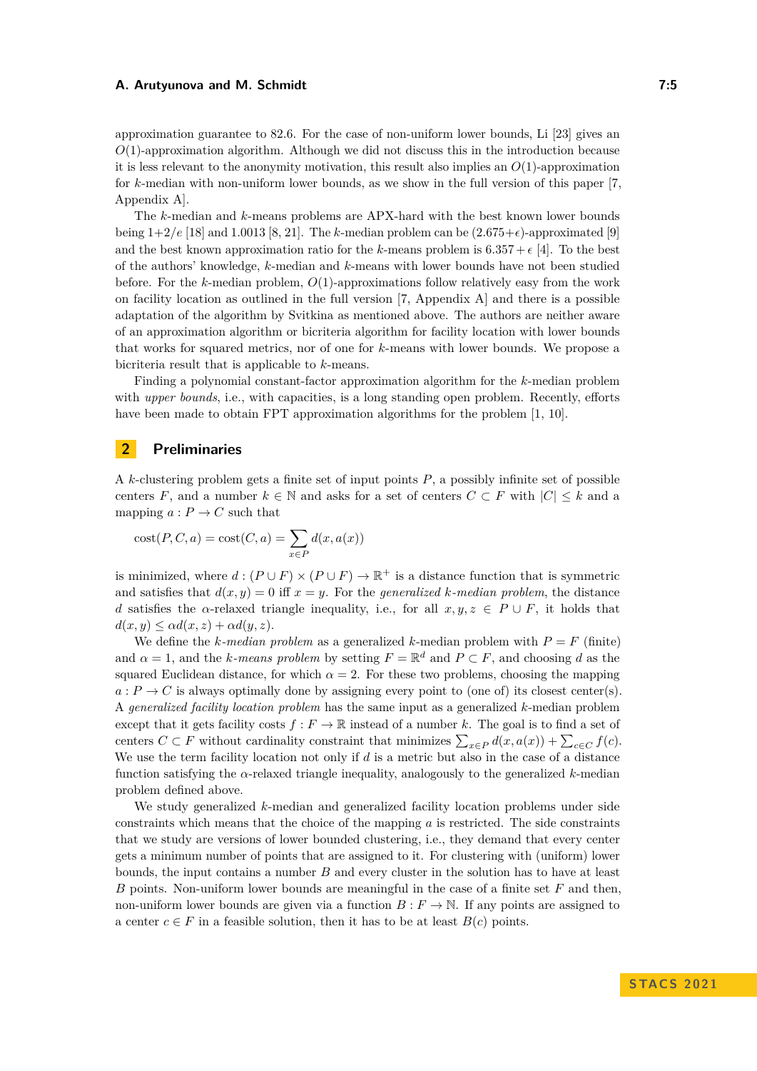approximation guarantee to 82.6. For the case of non-uniform lower bounds, Li [23] gives an $O(1)$-approximation algorithm. Although we did not discuss this in the introduction because it is less relevant to the anonymity motivation, this result also implies an $O(1)$-approximation for $k$-median with non-uniform lower bounds, as we show in the full version of this paper [7, Appendix A].

The $k$-median and $k$-means problems are APX-hard with the best known lower bounds being $1+2/e$ [18] and 1.0013 [8, 21]. The $k$-median problem can be $(2.675+\epsilon)$-approximated [9] and the best known approximation ratio for the $k$-means problem is $6.357+\epsilon$ [4]. To the best of the authors' knowledge, $k$-median and $k$-means with lower bounds have not been studied before. For the $k$-median problem, $O(1)$-approximations follow relatively easy from the work on facility location as outlined in the full version [7, Appendix A] and there is a possible adaptation of the algorithm by Svitkina as mentioned above. The authors are neither aware of an approximation algorithm or bicriteria algorithm for facility location with lower bounds that works for squared metrics, nor of one for $k$-means with lower bounds. We propose a bicriteria result that is applicable to $k$-means.

Finding a polynomial constant-factor approximation algorithm for the $k$-median problem with *upper bounds*, i.e., with capacities, is a long standing open problem. Recently, efforts have been made to obtain FPT approximation algorithms for the problem [1, 10].

## 2 Preliminaries

A $k$-clustering problem gets a finite set of input points $P$, a possibly infinite set of possible centers $F$, and a number $k \in \mathbb{N}$ and asks for a set of centers $C \subset F$ with $|C| \leq k$ and a mapping $a : P \to C$ such that

$$\text{cost}(P, C, a) = \text{cost}(C, a) = \sum_{x \in P} d(x, a(x))$$

is minimized, where $d : (P \cup F) \times (P \cup F) \to \mathbb{R}^+$ is a distance function that is symmetric and satisfies that $d(x, y) = 0$ iff $x = y$. For the *generalized $k$-median problem*, the distance $d$ satisfies the $\alpha$-relaxed triangle inequality, i.e., for all $x, y, z \in P \cup F$, it holds that $d(x, y) \leq \alpha d(x, z) + \alpha d(y, z)$.

We define the *$k$-median problem* as a generalized $k$-median problem with $P = F$ (finite) and $\alpha = 1$, and the *$k$-means problem* by setting $F = \mathbb{R}^d$ and $P \subset F$, and choosing $d$ as the squared Euclidean distance, for which $\alpha = 2$. For these two problems, choosing the mapping $a : P \to C$ is always optimally done by assigning every point to (one of) its closest center(s). A *generalized facility location problem* has the same input as a generalized $k$-median problem except that it gets facility costs $f : F \to \mathbb{R}$ instead of a number $k$. The goal is to find a set of centers $C \subset F$ without cardinality constraint that minimizes $\sum_{x \in P} d(x, a(x)) + \sum_{c \in C} f(c)$. We use the term facility location not only if $d$ is a metric but also in the case of a distance function satisfying the $\alpha$-relaxed triangle inequality, analogously to the generalized $k$-median problem defined above.

We study generalized $k$-median and generalized facility location problems under side constraints which means that the choice of the mapping $a$ is restricted. The side constraints that we study are versions of lower bounded clustering, i.e., they demand that every center gets a minimum number of points that are assigned to it. For clustering with (uniform) lower bounds, the input contains a number $B$ and every cluster in the solution has to have at least $B$ points. Non-uniform lower bounds are meaningful in the case of a finite set $F$ and then, non-uniform lower bounds are given via a function $B : F \to \mathbb{N}$. If any points are assigned to a center $c \in F$ in a feasible solution, then it has to be at least $B(c)$ points.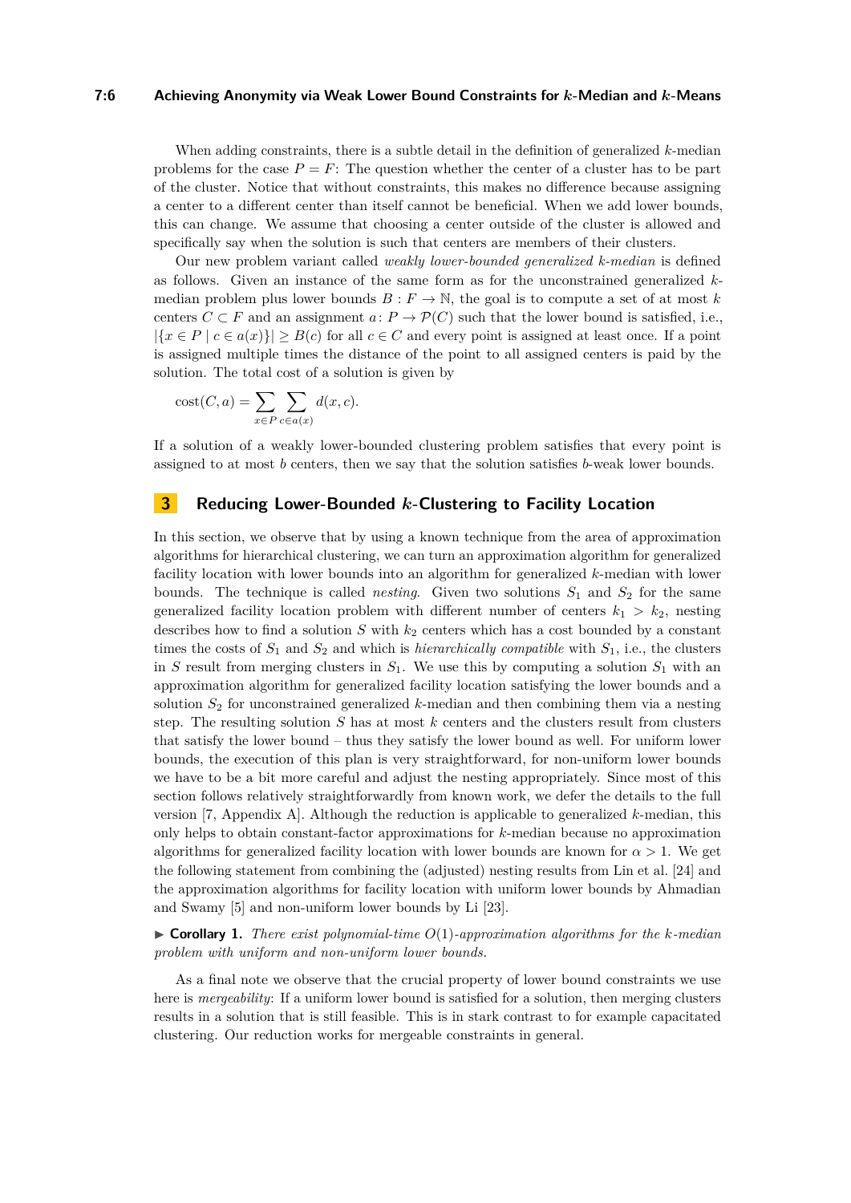When adding constraints, there is a subtle detail in the definition of generalized $k$-median problems for the case $P = F$: The question whether the center of a cluster has to be part of the cluster. Notice that without constraints, this makes no difference because assigning a center to a different center than itself cannot be beneficial. When we add lower bounds, this can change. We assume that choosing a center outside of the cluster is allowed and specifically say when the solution is such that centers are members of their clusters.

Our new problem variant called *weakly lower-bounded generalized $k$-median* is defined as follows. Given an instance of the same form as for the unconstrained generalized $k$-median problem plus lower bounds $B : F \to \mathbb{N}$, the goal is to compute a set of at most $k$ centers $C \subset F$ and an assignment $a \colon P \to \mathcal{P}(C)$ such that the lower bound is satisfied, i.e., $|\{x \in P \mid c \in a(x)\}| \geq B(c)$ for all $c \in C$ and every point is assigned at least once. If a point is assigned multiple times the distance of the point to all assigned centers is paid by the solution. The total cost of a solution is given by

$$\text{cost}(C, a) = \sum_{x \in P} \sum_{c \in a(x)} d(x, c).$$

If a solution of a weakly lower-bounded clustering problem satisfies that every point is assigned to at most $b$ centers, then we say that the solution satisfies $b$-weak lower bounds.

## 3 Reducing Lower-Bounded $k$-Clustering to Facility Location

In this section, we observe that by using a known technique from the area of approximation algorithms for hierarchical clustering, we can turn an approximation algorithm for generalized facility location with lower bounds into an algorithm for generalized $k$-median with lower bounds. The technique is called *nesting*. Given two solutions $S_1$ and $S_2$ for the same generalized facility location problem with different number of centers $k_1 > k_2$, nesting describes how to find a solution $S$ with $k_2$ centers which has a cost bounded by a constant times the costs of $S_1$ and $S_2$ and which is *hierarchically compatible* with $S_1$, i.e., the clusters in $S$ result from merging clusters in $S_1$. We use this by computing a solution $S_1$ with an approximation algorithm for generalized facility location satisfying the lower bounds and a solution $S_2$ for unconstrained generalized $k$-median and then combining them via a nesting step. The resulting solution $S$ has at most $k$ centers and the clusters result from clusters that satisfy the lower bound – thus they satisfy the lower bound as well. For uniform lower bounds, the execution of this plan is very straightforward, for non-uniform lower bounds we have to be a bit more careful and adjust the nesting appropriately. Since most of this section follows relatively straightforwardly from known work, we defer the details to the full version [7, Appendix A]. Although the reduction is applicable to generalized $k$-median, this only helps to obtain constant-factor approximations for $k$-median because no approximation algorithms for generalized facility location with lower bounds are known for $\alpha > 1$. We get the following statement from combining the (adjusted) nesting results from Lin et al. [24] and the approximation algorithms for facility location with uniform lower bounds by Ahmadian and Swamy [5] and non-uniform lower bounds by Li [23].

▶ **Corollary 1.** *There exist polynomial-time $O(1)$-approximation algorithms for the $k$-median problem with uniform and non-uniform lower bounds.*

As a final note we observe that the crucial property of lower bound constraints we use here is *mergeability*: If a uniform lower bound is satisfied for a solution, then merging clusters results in a solution that is still feasible. This is in stark contrast to for example capacitated clustering. Our reduction works for mergeable constraints in general.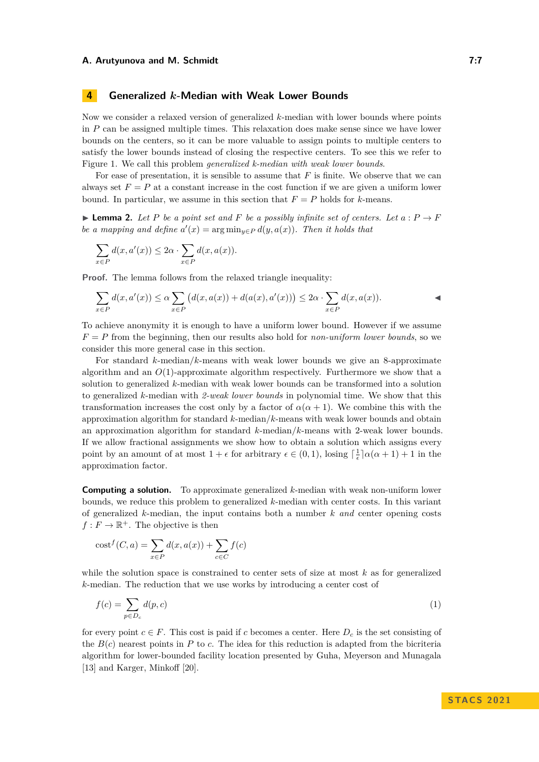## 4 Generalized $k$-Median with Weak Lower Bounds

Now we consider a relaxed version of generalized $k$-median with lower bounds where points in $P$ can be assigned multiple times. This relaxation does make sense since we have lower bounds on the centers, so it can be more valuable to assign points to multiple centers to satisfy the lower bounds instead of closing the respective centers. To see this we refer to Figure 1. We call this problem *generalized $k$-median with weak lower bounds*.

For ease of presentation, it is sensible to assume that $F$ is finite. We observe that we can always set $F = P$ at a constant increase in the cost function if we are given a uniform lower bound. In particular, we assume in this section that $F = P$ holds for $k$-means.

▶ **Lemma 2.** *Let $P$ be a point set and $F$ be a possibly infinite set of centers. Let $a : P \to F$ be a mapping and define $a'(x) = \arg\min_{y \in P} d(y, a(x))$. Then it holds that*

$$\sum_{x \in P} d(x, a'(x)) \leq 2\alpha \cdot \sum_{x \in P} d(x, a(x)).$$

**Proof.** The lemma follows from the relaxed triangle inequality:

$$\sum_{x \in P} d(x, a'(x)) \leq \alpha \sum_{x \in P} \big(d(x, a(x)) + d(a(x), a'(x))\big) \leq 2\alpha \cdot \sum_{x \in P} d(x, a(x)). \qquad ◀$$

To achieve anonymity it is enough to have a uniform lower bound. However if we assume $F = P$ from the beginning, then our results also hold for *non-uniform lower bounds*, so we consider this more general case in this section.

For standard $k$-median/$k$-means with weak lower bounds we give an 8-approximate algorithm and an $O(1)$-approximate algorithm respectively. Furthermore we show that a solution to generalized $k$-median with weak lower bounds can be transformed into a solution to generalized $k$-median with *2-weak lower bounds* in polynomial time. We show that this transformation increases the cost only by a factor of $\alpha(\alpha + 1)$. We combine this with the approximation algorithm for standard $k$-median/$k$-means with weak lower bounds and obtain an approximation algorithm for standard $k$-median/$k$-means with 2-weak lower bounds. If we allow fractional assignments we show how to obtain a solution which assigns every point by an amount of at most $1 + \epsilon$ for arbitrary $\epsilon \in (0, 1)$, losing $\lceil \frac{1}{\epsilon} \rceil \alpha(\alpha + 1) + 1$ in the approximation factor.

**Computing a solution.** To approximate generalized $k$-median with weak non-uniform lower bounds, we reduce this problem to generalized $k$-median with center costs. In this variant of generalized $k$-median, the input contains both a number $k$ *and* center opening costs $f : F \to \mathbb{R}^+$. The objective is then

$$\mathrm{cost}^f(C, a) = \sum_{x \in P} d(x, a(x)) + \sum_{c \in C} f(c)$$

while the solution space is constrained to center sets of size at most $k$ as for generalized $k$-median. The reduction that we use works by introducing a center cost of

$$f(c) = \sum_{p \in D_c} d(p, c) \tag{1}$$

for every point $c \in F$. This cost is paid if $c$ becomes a center. Here $D_c$ is the set consisting of the $B(c)$ nearest points in $P$ to $c$. The idea for this reduction is adapted from the bicriteria algorithm for lower-bounded facility location presented by Guha, Meyerson and Munagala [13] and Karger, Minkoff [20].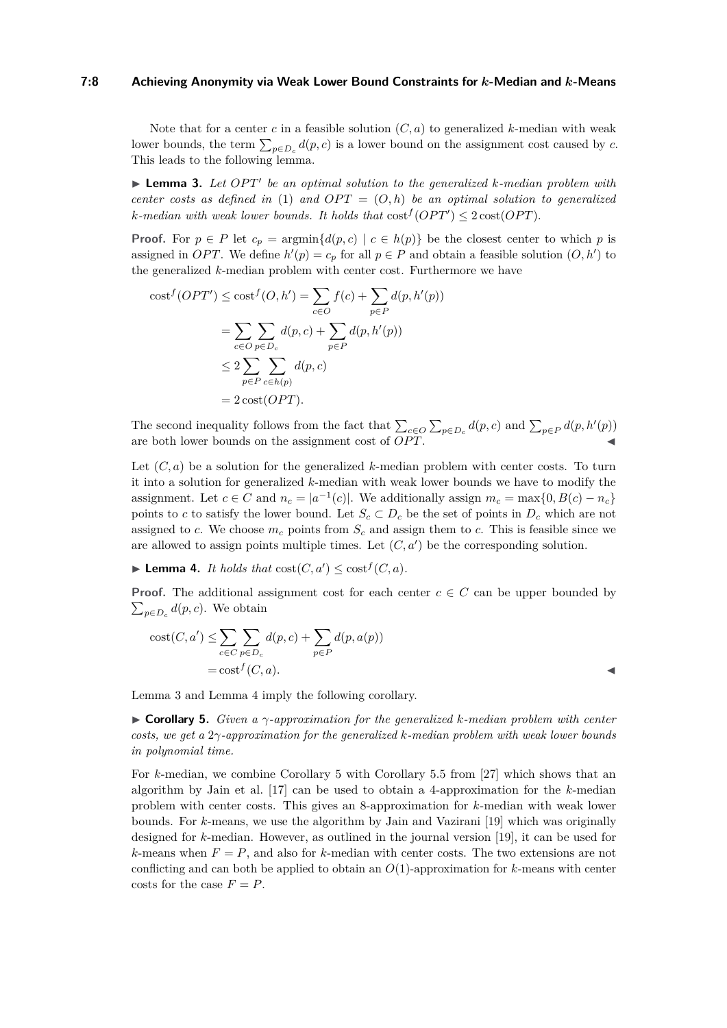Note that for a center $c$ in a feasible solution $(C, a)$ to generalized $k$-median with weak lower bounds, the term $\sum_{p \in D_c} d(p, c)$ is a lower bound on the assignment cost caused by $c$. This leads to the following lemma.

▶ **Lemma 3.** *Let $OPT'$ be an optimal solution to the generalized $k$-median problem with center costs as defined in* (1) *and $OPT = (O, h)$ be an optimal solution to generalized $k$-median with weak lower bounds. It holds that $\text{cost}^f(OPT') \leq 2 \, \text{cost}(OPT)$.*

**Proof.** For $p \in P$ let $c_p = \text{argmin}\{d(p, c) \mid c \in h(p)\}$ be the closest center to which $p$ is assigned in $OPT$. We define $h'(p) = c_p$ for all $p \in P$ and obtain a feasible solution $(O, h')$ to the generalized $k$-median problem with center cost. Furthermore we have

$$
\begin{aligned}
\text{cost}^f(OPT') &\leq \text{cost}^f(O, h') = \sum_{c \in O} f(c) + \sum_{p \in P} d(p, h'(p)) \\
&= \sum_{c \in O} \sum_{p \in D_c} d(p, c) + \sum_{p \in P} d(p, h'(p)) \\
&\leq 2 \sum_{p \in P} \sum_{c \in h(p)} d(p, c) \\
&= 2 \, \text{cost}(OPT).
\end{aligned}
$$

The second inequality follows from the fact that $\sum_{c \in O} \sum_{p \in D_c} d(p, c)$ and $\sum_{p \in P} d(p, h'(p))$ are both lower bounds on the assignment cost of $OPT$. ◀

Let $(C, a)$ be a solution for the generalized $k$-median problem with center costs. To turn it into a solution for generalized $k$-median with weak lower bounds we have to modify the assignment. Let $c \in C$ and $n_c = |a^{-1}(c)|$. We additionally assign $m_c = \max\{0, B(c) - n_c\}$ points to $c$ to satisfy the lower bound. Let $S_c \subset D_c$ be the set of points in $D_c$ which are not assigned to $c$. We choose $m_c$ points from $S_c$ and assign them to $c$. This is feasible since we are allowed to assign points multiple times. Let $(C, a')$ be the corresponding solution.

▶ **Lemma 4.** *It holds that $\text{cost}(C, a') \leq \text{cost}^f(C, a)$.*

**Proof.** The additional assignment cost for each center $c \in C$ can be upper bounded by $\sum_{p \in D_c} d(p, c)$. We obtain

$$
\begin{aligned}
\text{cost}(C, a') &\leq \sum_{c \in C} \sum_{p \in D_c} d(p, c) + \sum_{p \in P} d(p, a(p)) \\
&= \text{cost}^f(C, a).
\end{aligned}
$$

◀

Lemma 3 and Lemma 4 imply the following corollary.

▶ **Corollary 5.** *Given a $\gamma$-approximation for the generalized $k$-median problem with center costs, we get a $2\gamma$-approximation for the generalized $k$-median problem with weak lower bounds in polynomial time.*

For $k$-median, we combine Corollary 5 with Corollary 5.5 from [27] which shows that an algorithm by Jain et al. [17] can be used to obtain a 4-approximation for the $k$-median problem with center costs. This gives an 8-approximation for $k$-median with weak lower bounds. For $k$-means, we use the algorithm by Jain and Vazirani [19] which was originally designed for $k$-median. However, as outlined in the journal version [19], it can be used for $k$-means when $F = P$, and also for $k$-median with center costs. The two extensions are not conflicting and can both be applied to obtain an $O(1)$-approximation for $k$-means with center costs for the case $F = P$.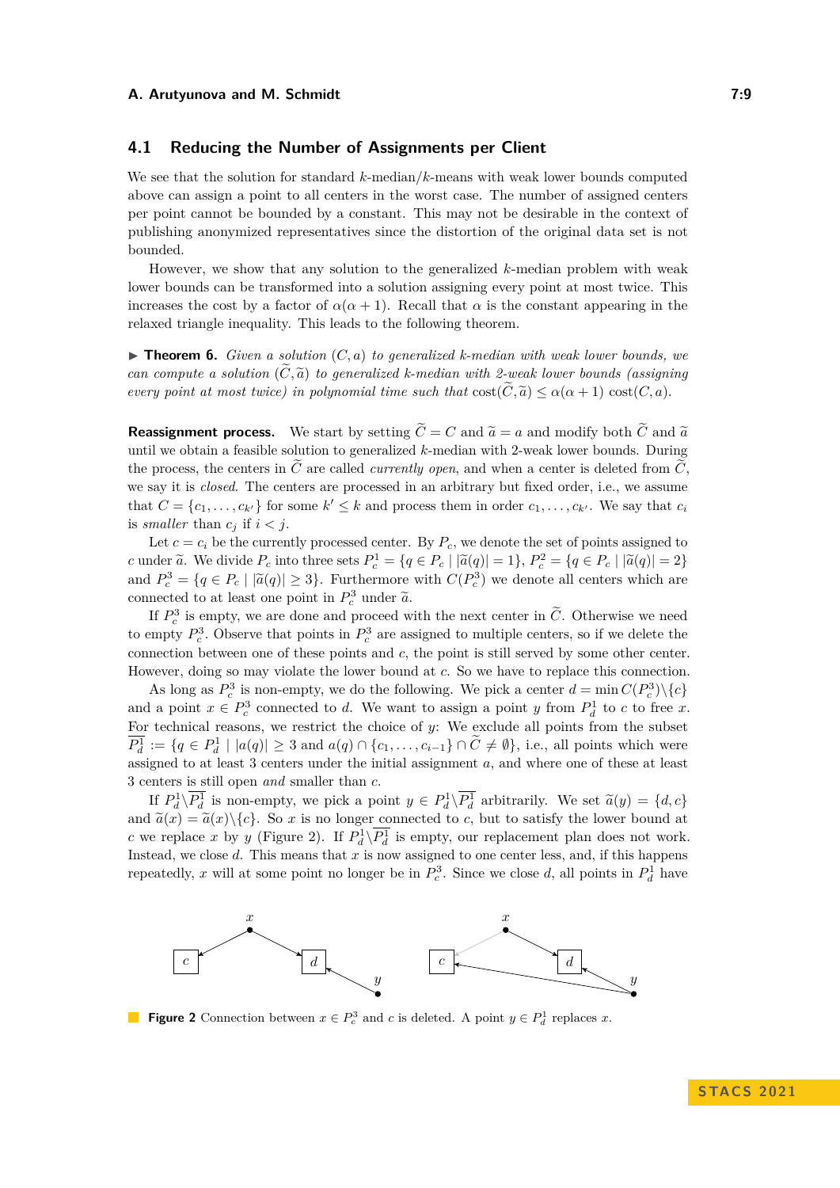## 4.1 Reducing the Number of Assignments per Client

We see that the solution for standard $k$-median/$k$-means with weak lower bounds computed above can assign a point to all centers in the worst case. The number of assigned centers per point cannot be bounded by a constant. This may not be desirable in the context of publishing anonymized representatives since the distortion of the original data set is not bounded.

However, we show that any solution to the generalized $k$-median problem with weak lower bounds can be transformed into a solution assigning every point at most twice. This increases the cost by a factor of $\alpha(\alpha + 1)$. Recall that $\alpha$ is the constant appearing in the relaxed triangle inequality. This leads to the following theorem.

▶ **Theorem 6.** *Given a solution $(C, a)$ to generalized $k$-median with weak lower bounds, we can compute a solution $(\widetilde{C}, \widetilde{a})$ to generalized $k$-median with 2-weak lower bounds (assigning every point at most twice) in polynomial time such that* $\mathrm{cost}(\widetilde{C}, \widetilde{a}) \leq \alpha(\alpha + 1)\,\mathrm{cost}(C, a)$.

**Reassignment process.** We start by setting $\widetilde{C} = C$ and $\widetilde{a} = a$ and modify both $\widetilde{C}$ and $\widetilde{a}$ until we obtain a feasible solution to generalized $k$-median with 2-weak lower bounds. During the process, the centers in $\widetilde{C}$ are called *currently open*, and when a center is deleted from $\widetilde{C}$, we say it is *closed*. The centers are processed in an arbitrary but fixed order, i.e., we assume that $C = \{c_1, \ldots, c_{k'}\}$ for some $k' \leq k$ and process them in order $c_1, \ldots, c_{k'}$. We say that $c_i$ is *smaller* than $c_j$ if $i < j$.

Let $c = c_i$ be the currently processed center. By $P_c$, we denote the set of points assigned to $c$ under $\widetilde{a}$. We divide $P_c$ into three sets $P_c^1 = \{q \in P_c \mid |\widetilde{a}(q)| = 1\}$, $P_c^2 = \{q \in P_c \mid |\widetilde{a}(q)| = 2\}$ and $P_c^3 = \{q \in P_c \mid |\widetilde{a}(q)| \geq 3\}$. Furthermore with $C(P_c^3)$ we denote all centers which are connected to at least one point in $P_c^3$ under $\widetilde{a}$.

If $P_c^3$ is empty, we are done and proceed with the next center in $\widetilde{C}$. Otherwise we need to empty $P_c^3$. Observe that points in $P_c^3$ are assigned to multiple centers, so if we delete the connection between one of these points and $c$, the point is still served by some other center. However, doing so may violate the lower bound at $c$. So we have to replace this connection.

As long as $P_c^3$ is non-empty, we do the following. We pick a center $d = \min C(P_c^3) \backslash \{c\}$ and a point $x \in P_c^3$ connected to $d$. We want to assign a point $y$ from $P_d^1$ to $c$ to free $x$. For technical reasons, we restrict the choice of $y$: We exclude all points from the subset $\overline{P_d^1} := \{q \in P_d^1 \mid |a(q)| \geq 3 \text{ and } a(q) \cap \{c_1, \ldots, c_{i-1}\} \cap \widetilde{C} \neq \emptyset\}$, i.e., all points which were assigned to at least 3 centers under the initial assignment $a$, and where one of these at least 3 centers is still open *and* smaller than $c$.

If $P_d^1 \backslash \overline{P_d^1}$ is non-empty, we pick a point $y \in P_d^1 \backslash \overline{P_d^1}$ arbitrarily. We set $\widetilde{a}(y) = \{d, c\}$ and $\widetilde{a}(x) = \widetilde{a}(x) \backslash \{c\}$. So $x$ is no longer connected to $c$, but to satisfy the lower bound at $c$ we replace $x$ by $y$ (Figure 2). If $P_d^1 \backslash \overline{P_d^1}$ is empty, our replacement plan does not work. Instead, we close $d$. This means that $x$ is now assigned to one center less, and, if this happens repeatedly, $x$ will at some point no longer be in $P_c^3$. Since we close $d$, all points in $P_d^1$ have

x
c
d
y

x
c
d
y

**Figure 2** Connection between $x \in P_c^3$ and $c$ is deleted. A point $y \in P_d^1$ replaces $x$.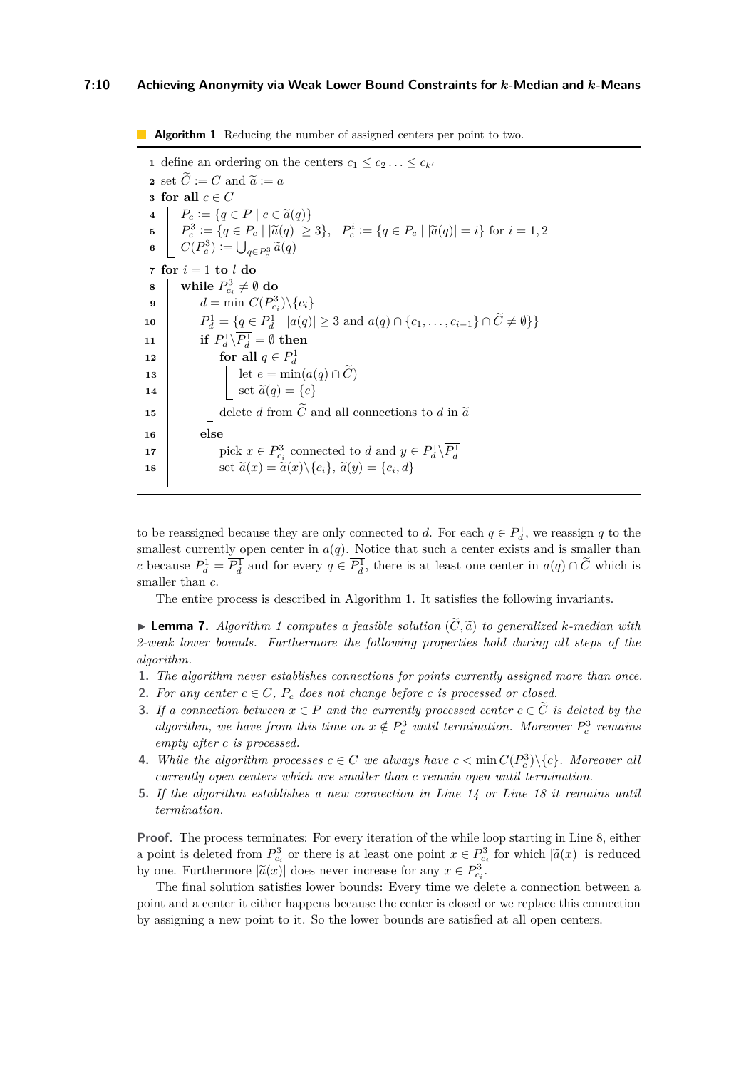**Algorithm 1** Reducing the number of assigned centers per point to two.

```
1  define an ordering on the centers c_1 ≤ c_2 ... ≤ c_{k'}
2  set C̃ := C and ã := a
3  for all c ∈ C
4      P_c := {q ∈ P | c ∈ ã(q)}
5      P_c^3 := {q ∈ P_c | |ã(q)| ≥ 3},   P_c^i := {q ∈ P_c | |ã(q)| = i} for i = 1, 2
6      C(P_c^3) := ⋃_{q∈P_c^3} ã(q)
7  for i = 1 to l do
8      while P_{c_i}^3 ≠ ∅ do
9          d = min C(P_{c_i}^3)\{c_i}
10         \overline{P_d^1} = {q ∈ P_d^1 | |a(q)| ≥ 3 and a(q) ∩ {c_1, ..., c_{i-1}} ∩ C̃ ≠ ∅}}
11         if P_d^1 \ \overline{P_d^1} = ∅ then
12             for all q ∈ P_d^1
13                 let e = min(a(q) ∩ C̃)
14                 set ã(q) = {e}
15             delete d from C̃ and all connections to d in ã
16         else
17             pick x ∈ P_{c_i}^3 connected to d and y ∈ P_d^1 \ \overline{P_d^1}
18             set ã(x) = ã(x)\{c_i}, ã(y) = {c_i, d}
```

to be reassigned because they are only connected to $d$. For each $q \in P_d^1$, we reassign $q$ to the smallest currently open center in $a(q)$. Notice that such a center exists and is smaller than $c$ because $P_d^1 = \overline{P_d^1}$ and for every $q \in \overline{P_d^1}$, there is at least one center in $a(q) \cap \widetilde{C}$ which is smaller than $c$.

The entire process is described in Algorithm 1. It satisfies the following invariants.

▶ **Lemma 7.** *Algorithm 1 computes a feasible solution $(\widetilde{C}, \widetilde{a})$ to generalized $k$-median with 2-weak lower bounds. Furthermore the following properties hold during all steps of the algorithm.*

1. *The algorithm never establishes connections for points currently assigned more than once.*
2. *For any center $c \in C$, $P_c$ does not change before $c$ is processed or closed.*
3. *If a connection between $x \in P$ and the currently processed center $c \in \widetilde{C}$ is deleted by the algorithm, we have from this time on $x \notin P_c^3$ until termination. Moreover $P_c^3$ remains empty after $c$ is processed.*
4. *While the algorithm processes $c \in C$ we always have $c < \min C(P_c^3)\backslash\{c\}$. Moreover all currently open centers which are smaller than $c$ remain open until termination.*
5. *If the algorithm establishes a new connection in Line 14 or Line 18 it remains until termination.*

**Proof.** The process terminates: For every iteration of the while loop starting in Line 8, either a point is deleted from $P_{c_i}^3$ or there is at least one point $x \in P_{c_i}^3$ for which $|\widetilde{a}(x)|$ is reduced by one. Furthermore $|\widetilde{a}(x)|$ does never increase for any $x \in P_{c_i}^3$.

The final solution satisfies lower bounds: Every time we delete a connection between a point and a center it either happens because the center is closed or we replace this connection by assigning a new point to it. So the lower bounds are satisfied at all open centers.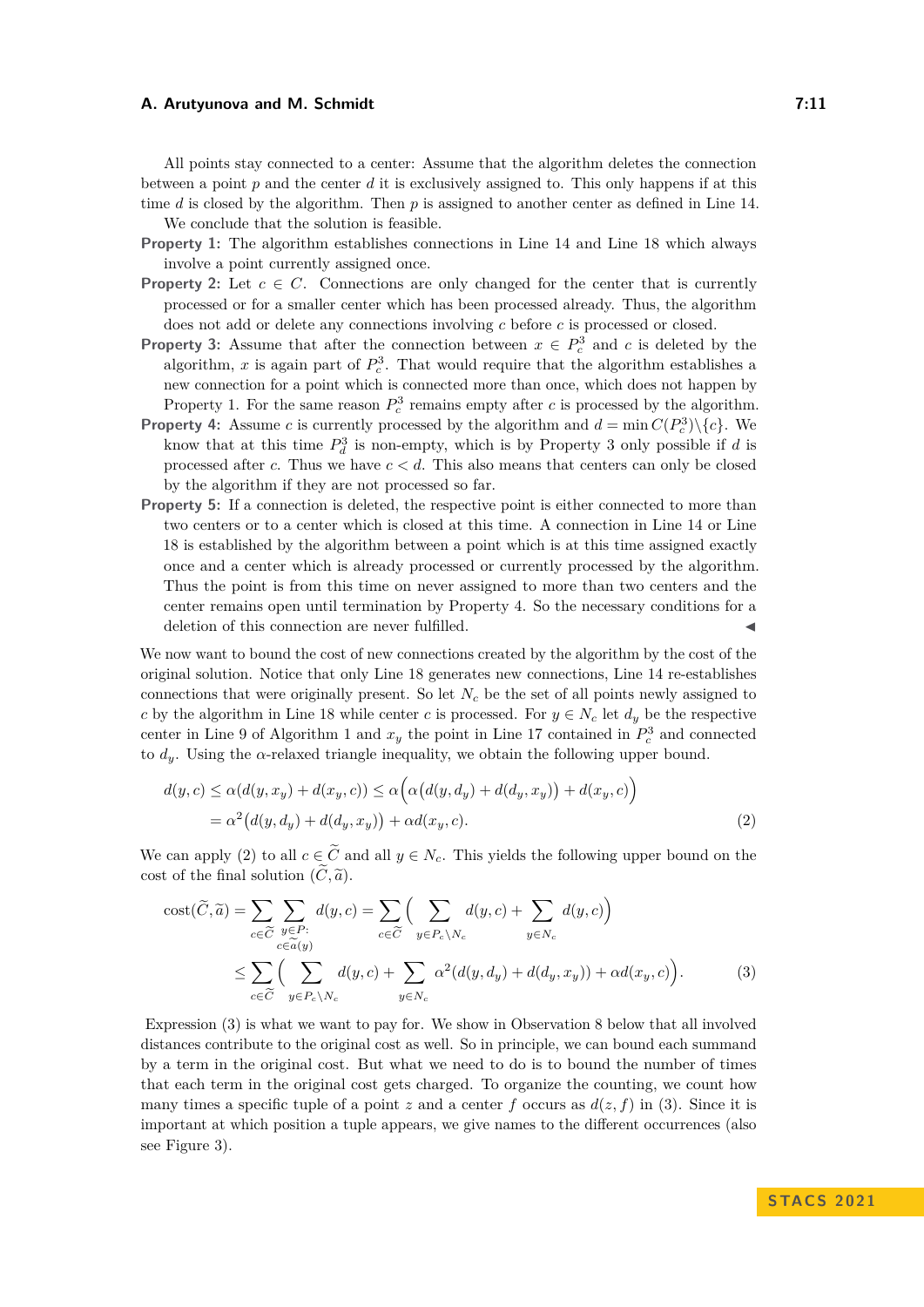All points stay connected to a center: Assume that the algorithm deletes the connection between a point $p$ and the center $d$ it is exclusively assigned to. This only happens if at this time $d$ is closed by the algorithm. Then $p$ is assigned to another center as defined in Line 14. We conclude that the solution is feasible.

**Property 1:** The algorithm establishes connections in Line 14 and Line 18 which always involve a point currently assigned once.

**Property 2:** Let $c \in C$. Connections are only changed for the center that is currently processed or for a smaller center which has been processed already. Thus, the algorithm does not add or delete any connections involving $c$ before $c$ is processed or closed.

**Property 3:** Assume that after the connection between $x \in P_c^3$ and $c$ is deleted by the algorithm, $x$ is again part of $P_c^3$. That would require that the algorithm establishes a new connection for a point which is connected more than once, which does not happen by Property 1. For the same reason $P_c^3$ remains empty after $c$ is processed by the algorithm.

**Property 4:** Assume $c$ is currently processed by the algorithm and $d = \min C(P_c^3) \backslash \{c\}$. We know that at this time $P_d^3$ is non-empty, which is by Property 3 only possible if $d$ is processed after $c$. Thus we have $c < d$. This also means that centers can only be closed by the algorithm if they are not processed so far.

**Property 5:** If a connection is deleted, the respective point is either connected to more than two centers or to a center which is closed at this time. A connection in Line 14 or Line 18 is established by the algorithm between a point which is at this time assigned exactly once and a center which is already processed or currently processed by the algorithm. Thus the point is from this time on never assigned to more than two centers and the center remains open until termination by Property 4. So the necessary conditions for a deletion of this connection are never fulfilled. ◀

We now want to bound the cost of new connections created by the algorithm by the cost of the original solution. Notice that only Line 18 generates new connections, Line 14 re-establishes connections that were originally present. So let $N_c$ be the set of all points newly assigned to $c$ by the algorithm in Line 18 while center $c$ is processed. For $y \in N_c$ let $d_y$ be the respective center in Line 9 of Algorithm 1 and $x_y$ the point in Line 17 contained in $P_c^3$ and connected to $d_y$. Using the $\alpha$-relaxed triangle inequality, we obtain the following upper bound.

$$
\begin{aligned}
d(y,c) &\le \alpha(d(y,x_y) + d(x_y,c)) \le \alpha\Big(\alpha\big(d(y,d_y) + d(d_y,x_y)\big) + d(x_y,c)\Big) \\
&= \alpha^2\big(d(y,d_y) + d(d_y,x_y)\big) + \alpha d(x_y,c). \qquad (2)
\end{aligned}
$$

We can apply (2) to all $c \in \widetilde{C}$ and all $y \in N_c$. This yields the following upper bound on the cost of the final solution $(\widetilde{C}, \widetilde{a})$.

$$
\begin{aligned}
\operatorname{cost}(\widetilde{C},\widetilde{a}) &= \sum_{c\in\widetilde{C}} \sum_{\substack{y\in P:\\ c\in\widetilde{a}(y)}} d(y,c) = \sum_{c\in\widetilde{C}} \Big( \sum_{y\in P_c\setminus N_c} d(y,c) + \sum_{y\in N_c} d(y,c)\Big) \\
&\le \sum_{c\in\widetilde{C}} \Big( \sum_{y\in P_c\setminus N_c} d(y,c) + \sum_{y\in N_c} \alpha^2(d(y,d_y) + d(d_y,x_y)) + \alpha d(x_y,c)\Big). \qquad (3)
\end{aligned}
$$

Expression (3) is what we want to pay for. We show in Observation 8 below that all involved distances contribute to the original cost as well. So in principle, we can bound each summand by a term in the original cost. But what we need to do is to bound the number of times that each term in the original cost gets charged. To organize the counting, we count how many times a specific tuple of a point $z$ and a center $f$ occurs as $d(z,f)$ in (3). Since it is important at which position a tuple appears, we give names to the different occurrences (also see Figure 3).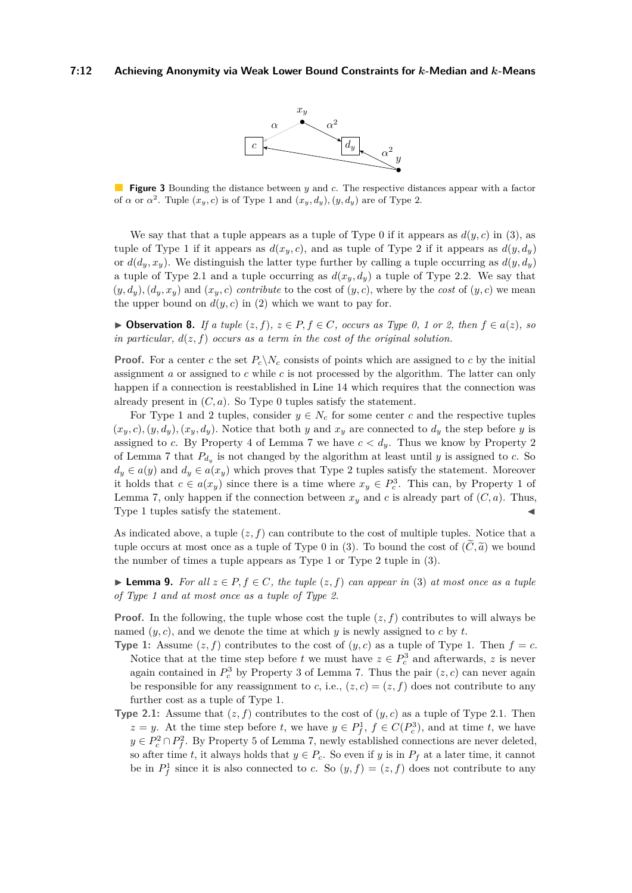$x_y$

$\alpha$

$\alpha^2$

$c$

$d_y$

$\alpha^2$

$y$

**Figure 3** Bounding the distance between $y$ and $c$. The respective distances appear with a factor of $\alpha$ or $\alpha^2$. Tuple $(x_y, c)$ is of Type 1 and $(x_y, d_y), (y, d_y)$ are of Type 2.

We say that that a tuple appears as a tuple of Type 0 if it appears as $d(y, c)$ in (3), as tuple of Type 1 if it appears as $d(x_y, c)$, and as tuple of Type 2 if it appears as $d(y, d_y)$ or $d(d_y, x_y)$. We distinguish the latter type further by calling a tuple occurring as $d(y, d_y)$ a tuple of Type 2.1 and a tuple occurring as $d(x_y, d_y)$ a tuple of Type 2.2. We say that $(y, d_y), (d_y, x_y)$ and $(x_y, c)$ *contribute* to the cost of $(y, c)$, where by the *cost* of $(y, c)$ we mean the upper bound on $d(y, c)$ in (2) which we want to pay for.

▶ **Observation 8.** *If a tuple $(z, f)$, $z \in P, f \in C$, occurs as Type 0, 1 or 2, then $f \in a(z)$, so in particular, $d(z, f)$ occurs as a term in the cost of the original solution.*

**Proof.** For a center $c$ the set $P_c \backslash N_c$ consists of points which are assigned to $c$ by the initial assignment $a$ or assigned to $c$ while $c$ is not processed by the algorithm. The latter can only happen if a connection is reestablished in Line 14 which requires that the connection was already present in $(C, a)$. So Type 0 tuples satisfy the statement.

For Type 1 and 2 tuples, consider $y \in N_c$ for some center $c$ and the respective tuples $(x_y, c), (y, d_y), (x_y, d_y)$. Notice that both $y$ and $x_y$ are connected to $d_y$ the step before $y$ is assigned to $c$. By Property 4 of Lemma 7 we have $c < d_y$. Thus we know by Property 2 of Lemma 7 that $P_{d_y}$ is not changed by the algorithm at least until $y$ is assigned to $c$. So $d_y \in a(y)$ and $d_y \in a(x_y)$ which proves that Type 2 tuples satisfy the statement. Moreover it holds that $c \in a(x_y)$ since there is a time where $x_y \in P_c^3$. This can, by Property 1 of Lemma 7, only happen if the connection between $x_y$ and $c$ is already part of $(C, a)$. Thus, Type 1 tuples satisfy the statement. ◀

As indicated above, a tuple $(z, f)$ can contribute to the cost of multiple tuples. Notice that a tuple occurs at most once as a tuple of Type 0 in (3). To bound the cost of $(\widetilde{C}, \widetilde{a})$ we bound the number of times a tuple appears as Type 1 or Type 2 tuple in (3).

▶ **Lemma 9.** *For all $z \in P, f \in C$, the tuple $(z, f)$ can appear in* (3) *at most once as a tuple of Type 1 and at most once as a tuple of Type 2.*

**Proof.** In the following, the tuple whose cost the tuple $(z, f)$ contributes to will always be named $(y, c)$, and we denote the time at which $y$ is newly assigned to $c$ by $t$.

**Type 1:** Assume $(z, f)$ contributes to the cost of $(y, c)$ as a tuple of Type 1. Then $f = c$. Notice that at the time step before $t$ we must have $z \in P_c^3$ and afterwards, $z$ is never again contained in $P_c^3$ by Property 3 of Lemma 7. Thus the pair $(z, c)$ can never again be responsible for any reassignment to $c$, i.e., $(z, c) = (z, f)$ does not contribute to any further cost as a tuple of Type 1.

**Type 2.1:** Assume that $(z, f)$ contributes to the cost of $(y, c)$ as a tuple of Type 2.1. Then $z = y$. At the time step before $t$, we have $y \in P_f^1$, $f \in C(P_c^3)$, and at time $t$, we have $y \in P_c^2 \cap P_f^2$. By Property 5 of Lemma 7, newly established connections are never deleted, so after time $t$, it always holds that $y \in P_c$. So even if $y$ is in $P_f$ at a later time, it cannot be in $P_f^1$ since it is also connected to $c$. So $(y, f) = (z, f)$ does not contribute to any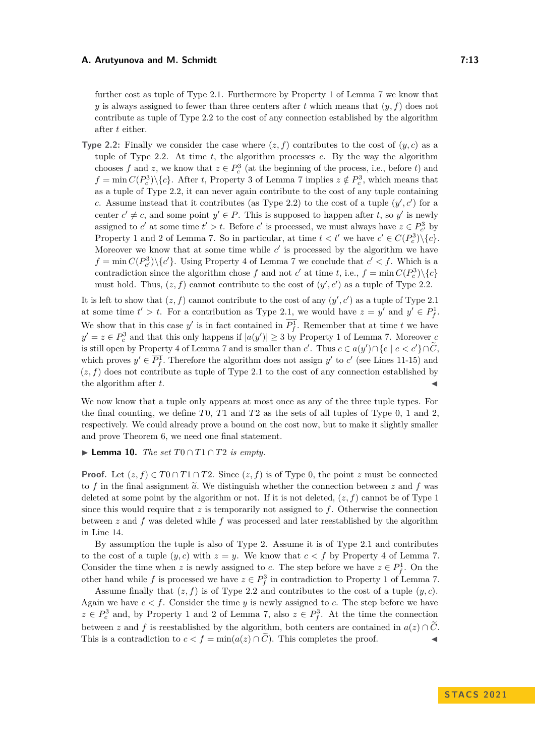further cost as tuple of Type 2.1. Furthermore by Property 1 of Lemma 7 we know that $y$ is always assigned to fewer than three centers after $t$ which means that $(y, f)$ does not contribute as tuple of Type 2.2 to the cost of any connection established by the algorithm after $t$ either.

**Type 2.2:** Finally we consider the case where $(z, f)$ contributes to the cost of $(y, c)$ as a tuple of Type 2.2. At time $t$, the algorithm processes $c$. By the way the algorithm chooses $f$ and $z$, we know that $z \in P_c^3$ (at the beginning of the process, i.e., before $t$) and $f = \min C(P_c^3)\backslash\{c\}$. After $t$, Property 3 of Lemma 7 implies $z \notin P_c^3$, which means that as a tuple of Type 2.2, it can never again contribute to the cost of any tuple containing $c$. Assume instead that it contributes (as Type 2.2) to the cost of a tuple $(y', c')$ for a center $c' \neq c$, and some point $y' \in P$. This is supposed to happen after $t$, so $y'$ is newly assigned to $c'$ at some time $t' > t$. Before $c'$ is processed, we must always have $z \in P_{c'}^3$ by Property 1 and 2 of Lemma 7. So in particular, at time $t < t'$ we have $c' \in C(P_c^3)\backslash\{c\}$. Moreover we know that at some time while $c'$ is processed by the algorithm we have $f = \min C(P_{c'}^3)\backslash\{c'\}$. Using Property 4 of Lemma 7 we conclude that $c' < f$. Which is a contradiction since the algorithm chose $f$ and not $c'$ at time $t$, i.e., $f = \min C(P_c^3)\backslash\{c\}$ must hold. Thus, $(z, f)$ cannot contribute to the cost of $(y', c')$ as a tuple of Type 2.2.

It is left to show that $(z, f)$ cannot contribute to the cost of any $(y', c')$ as a tuple of Type 2.1 at some time $t' > t$. For a contribution as Type 2.1, we would have $z = y'$ and $y' \in P_f^1$. We show that in this case $y'$ is in fact contained in $\overline{P_f^1}$. Remember that at time $t$ we have $y' = z \in P_c^3$ and that this only happens if $|a(y')| \geq 3$ by Property 1 of Lemma 7. Moreover $c$ is still open by Property 4 of Lemma 7 and is smaller than $c'$. Thus $c \in a(y') \cap \{e \mid e < c'\} \cap \widetilde{C}$, which proves $y' \in \overline{P_f^1}$. Therefore the algorithm does not assign $y'$ to $c'$ (see Lines 11-15) and $(z, f)$ does not contribute as tuple of Type 2.1 to the cost of any connection established by the algorithm after $t$. ◀

We now know that a tuple only appears at most once as any of the three tuple types. For the final counting, we define $T0$, $T1$ and $T2$ as the sets of all tuples of Type 0, 1 and 2, respectively. We could already prove a bound on the cost now, but to make it slightly smaller and prove Theorem 6, we need one final statement.

▶ **Lemma 10.** *The set $T0 \cap T1 \cap T2$ is empty.*

**Proof.** Let $(z, f) \in T0 \cap T1 \cap T2$. Since $(z, f)$ is of Type 0, the point $z$ must be connected to $f$ in the final assignment $\widetilde{a}$. We distinguish whether the connection between $z$ and $f$ was deleted at some point by the algorithm or not. If it is not deleted, $(z, f)$ cannot be of Type 1 since this would require that $z$ is temporarily not assigned to $f$. Otherwise the connection between $z$ and $f$ was deleted while $f$ was processed and later reestablished by the algorithm in Line 14.

By assumption the tuple is also of Type 2. Assume it is of Type 2.1 and contributes to the cost of a tuple $(y, c)$ with $z = y$. We know that $c < f$ by Property 4 of Lemma 7. Consider the time when $z$ is newly assigned to $c$. The step before we have $z \in P_f^1$. On the other hand while $f$ is processed we have $z \in P_f^3$ in contradiction to Property 1 of Lemma 7.

Assume finally that $(z, f)$ is of Type 2.2 and contributes to the cost of a tuple $(y, c)$. Again we have $c < f$. Consider the time $y$ is newly assigned to $c$. The step before we have $z \in P_c^3$ and, by Property 1 and 2 of Lemma 7, also $z \in P_f^3$. At the time the connection between $z$ and $f$ is reestablished by the algorithm, both centers are contained in $a(z) \cap \widetilde{C}$. This is a contradiction to $c < f = \min(a(z) \cap \widetilde{C})$. This completes the proof. ◀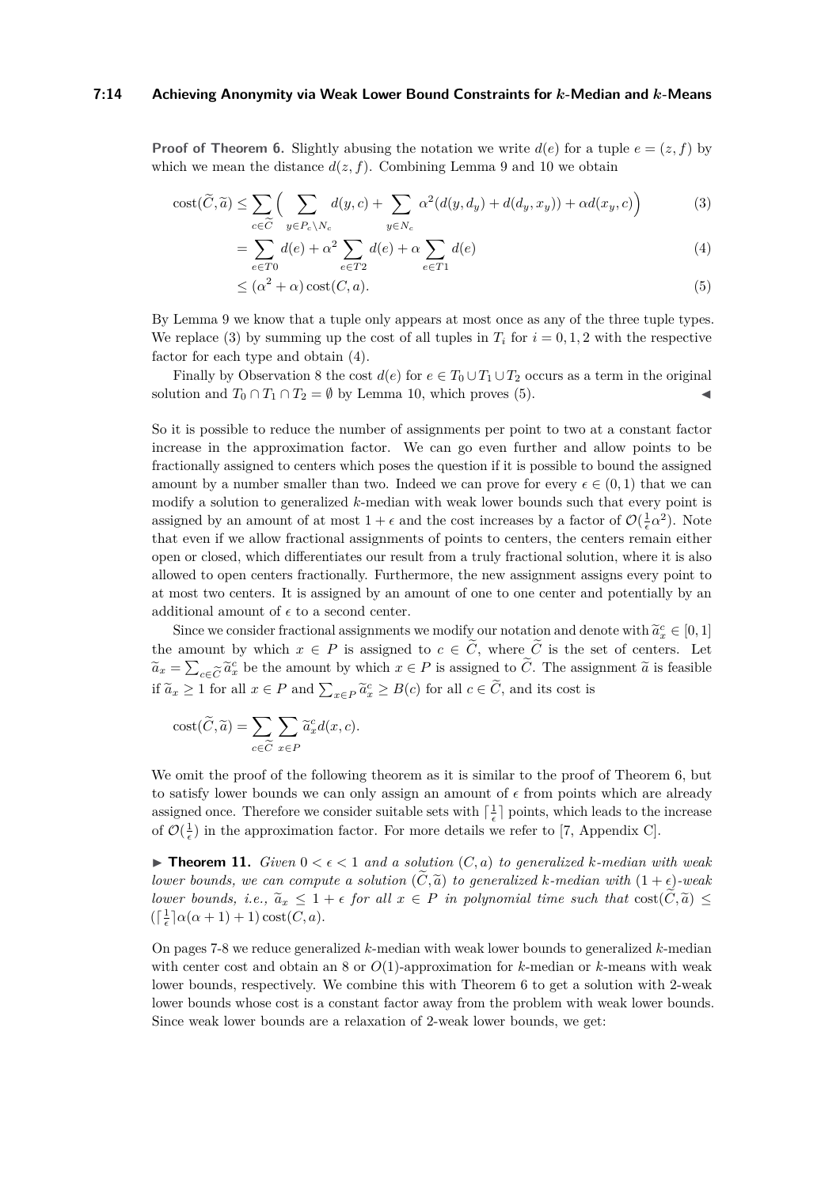**Proof of Theorem 6.** Slightly abusing the notation we write $d(e)$ for a tuple $e = (z, f)$ by which we mean the distance $d(z, f)$. Combining Lemma 9 and 10 we obtain

$$\operatorname{cost}(\widetilde{C}, \widetilde{a}) \leq \sum_{c \in \widetilde{C}} \Big( \sum_{y \in P_c \setminus N_c} d(y, c) + \sum_{y \in N_c} \alpha^2 (d(y, d_y) + d(d_y, x_y)) + \alpha d(x_y, c) \Big) \tag{3}$$

$$= \sum_{e \in T0} d(e) + \alpha^2 \sum_{e \in T2} d(e) + \alpha \sum_{e \in T1} d(e) \tag{4}$$

$$\leq (\alpha^2 + \alpha) \operatorname{cost}(C, a). \tag{5}$$

By Lemma 9 we know that a tuple only appears at most once as any of the three tuple types. We replace (3) by summing up the cost of all tuples in $T_i$ for $i = 0, 1, 2$ with the respective factor for each type and obtain (4).

Finally by Observation 8 the cost $d(e)$ for $e \in T_0 \cup T_1 \cup T_2$ occurs as a term in the original solution and $T_0 \cap T_1 \cap T_2 = \emptyset$ by Lemma 10, which proves (5). ◀

So it is possible to reduce the number of assignments per point to two at a constant factor increase in the approximation factor. We can go even further and allow points to be fractionally assigned to centers which poses the question if it is possible to bound the assigned amount by a number smaller than two. Indeed we can prove for every $\epsilon \in (0, 1)$ that we can modify a solution to generalized $k$-median with weak lower bounds such that every point is assigned by an amount of at most $1 + \epsilon$ and the cost increases by a factor of $\mathcal{O}(\frac{1}{\epsilon}\alpha^2)$. Note that even if we allow fractional assignments of points to centers, the centers remain either open or closed, which differentiates our result from a truly fractional solution, where it is also allowed to open centers fractionally. Furthermore, the new assignment assigns every point to at most two centers. It is assigned by an amount of one to one center and potentially by an additional amount of $\epsilon$ to a second center.

Since we consider fractional assignments we modify our notation and denote with $\widetilde{a}_x^c \in [0, 1]$ the amount by which $x \in P$ is assigned to $c \in \widetilde{C}$, where $\widetilde{C}$ is the set of centers. Let $\widetilde{a}_x = \sum_{c \in \widetilde{C}} \widetilde{a}_x^c$ be the amount by which $x \in P$ is assigned to $\widetilde{C}$. The assignment $\widetilde{a}$ is feasible if $\widetilde{a}_x \geq 1$ for all $x \in P$ and $\sum_{x \in P} \widetilde{a}_x^c \geq B(c)$ for all $c \in \widetilde{C}$, and its cost is

$$\operatorname{cost}(\widetilde{C}, \widetilde{a}) = \sum_{c \in \widetilde{C}} \sum_{x \in P} \widetilde{a}_x^c d(x, c).$$

We omit the proof of the following theorem as it is similar to the proof of Theorem 6, but to satisfy lower bounds we can only assign an amount of $\epsilon$ from points which are already assigned once. Therefore we consider suitable sets with $\lceil \frac{1}{\epsilon} \rceil$ points, which leads to the increase of $\mathcal{O}(\frac{1}{\epsilon})$ in the approximation factor. For more details we refer to [7, Appendix C].

▶ **Theorem 11.** *Given $0 < \epsilon < 1$ and a solution $(C, a)$ to generalized $k$-median with weak lower bounds, we can compute a solution $(\widetilde{C}, \widetilde{a})$ to generalized $k$-median with $(1 + \epsilon)$-weak lower bounds, i.e., $\widetilde{a}_x \leq 1 + \epsilon$ for all $x \in P$ in polynomial time such that $\operatorname{cost}(\widetilde{C}, \widetilde{a}) \leq (\lceil \frac{1}{\epsilon} \rceil \alpha(\alpha + 1) + 1) \operatorname{cost}(C, a)$.*

On pages 7-8 we reduce generalized $k$-median with weak lower bounds to generalized $k$-median with center cost and obtain an 8 or $O(1)$-approximation for $k$-median or $k$-means with weak lower bounds, respectively. We combine this with Theorem 6 to get a solution with 2-weak lower bounds whose cost is a constant factor away from the problem with weak lower bounds. Since weak lower bounds are a relaxation of 2-weak lower bounds, we get: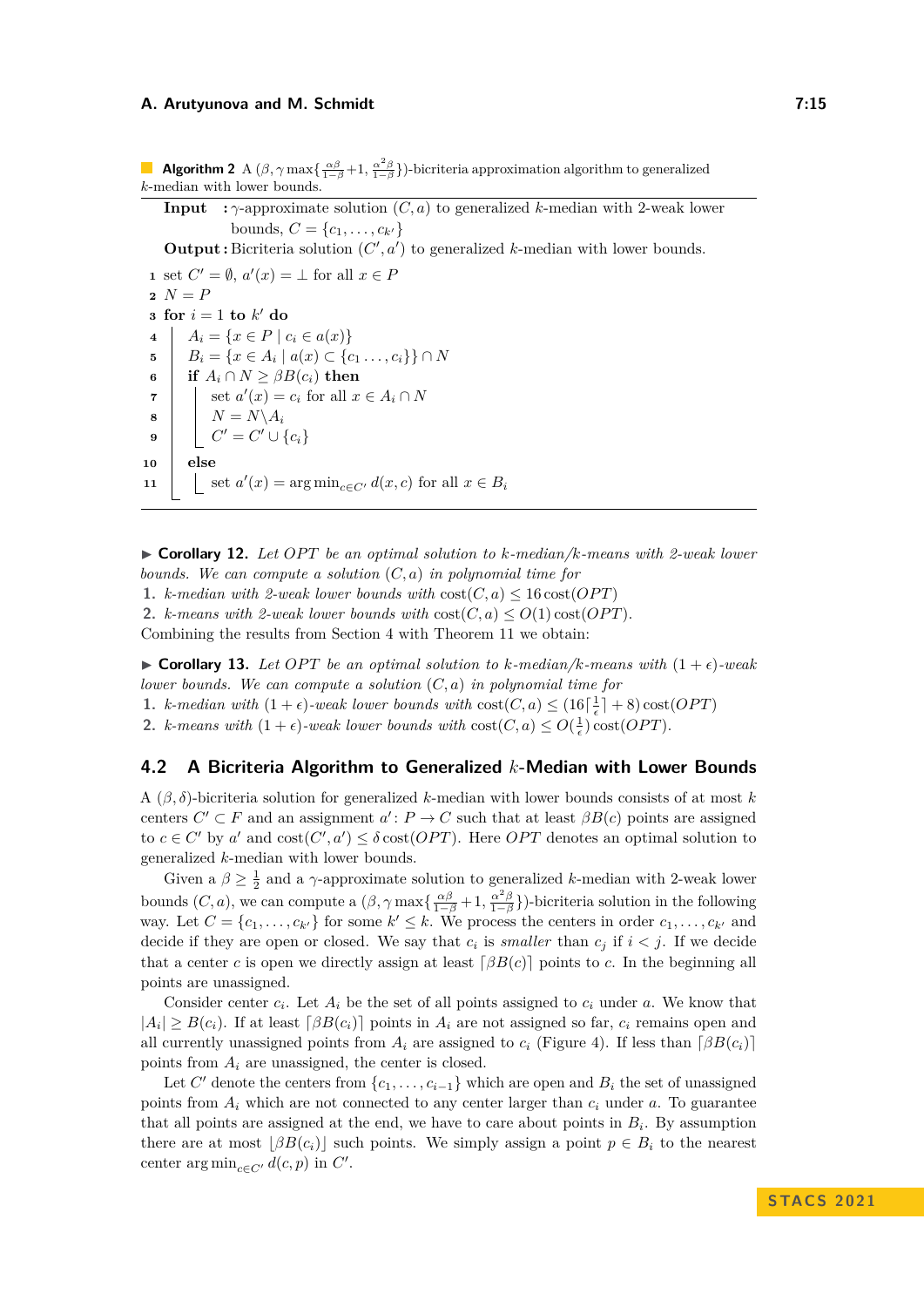**Algorithm 2** A $(\beta, \gamma \max\{\frac{\alpha\beta}{1-\beta}+1, \frac{\alpha^2\beta}{1-\beta}\})$-bicriteria approximation algorithm to generalized $k$-median with lower bounds.

**Input** : $\gamma$-approximate solution $(C, a)$ to generalized $k$-median with 2-weak lower bounds, $C = \{c_1, \ldots, c_{k'}\}$

**Output** : Bicriteria solution $(C', a')$ to generalized $k$-median with lower bounds.

```
1  set C' = ∅, a'(x) = ⊥ for all x ∈ P
2  N = P
3  for i = 1 to k' do
4      A_i = {x ∈ P | c_i ∈ a(x)}
5      B_i = {x ∈ A_i | a(x) ⊂ {c_1 ..., c_i}} ∩ N
6      if A_i ∩ N ≥ βB(c_i) then
7          set a'(x) = c_i for all x ∈ A_i ∩ N
8          N = N \ A_i
9          C' = C' ∪ {c_i}
10     else
11         set a'(x) = arg min_{c∈C'} d(x, c) for all x ∈ B_i
```

▶ **Corollary 12.** *Let $OPT$ be an optimal solution to $k$-median/$k$-means with 2-weak lower bounds. We can compute a solution $(C, a)$ in polynomial time for*

1. *$k$-median with 2-weak lower bounds with $\mathrm{cost}(C, a) \leq 16\,\mathrm{cost}(OPT)$*
2. *$k$-means with 2-weak lower bounds with $\mathrm{cost}(C, a) \leq O(1)\,\mathrm{cost}(OPT)$.*

Combining the results from Section 4 with Theorem 11 we obtain:

▶ **Corollary 13.** *Let $OPT$ be an optimal solution to $k$-median/$k$-means with $(1+\epsilon)$-weak lower bounds. We can compute a solution $(C, a)$ in polynomial time for*

1. *$k$-median with $(1+\epsilon)$-weak lower bounds with $\mathrm{cost}(C, a) \leq (16\lceil\frac{1}{\epsilon}\rceil + 8)\,\mathrm{cost}(OPT)$*
2. *$k$-means with $(1+\epsilon)$-weak lower bounds with $\mathrm{cost}(C, a) \leq O(\frac{1}{\epsilon})\,\mathrm{cost}(OPT)$.*

## 4.2 A Bicriteria Algorithm to Generalized $k$-Median with Lower Bounds

A $(\beta, \delta)$-bicriteria solution for generalized $k$-median with lower bounds consists of at most $k$ centers $C' \subset F$ and an assignment $a' \colon P \to C$ such that at least $\beta B(c)$ points are assigned to $c \in C'$ by $a'$ and $\mathrm{cost}(C', a') \leq \delta\,\mathrm{cost}(OPT)$. Here $OPT$ denotes an optimal solution to generalized $k$-median with lower bounds.

Given a $\beta \geq \frac{1}{2}$ and a $\gamma$-approximate solution to generalized $k$-median with 2-weak lower bounds $(C, a)$, we can compute a $(\beta, \gamma \max\{\frac{\alpha\beta}{1-\beta}+1, \frac{\alpha^2\beta}{1-\beta}\})$-bicriteria solution in the following way. Let $C = \{c_1, \ldots, c_{k'}\}$ for some $k' \leq k$. We process the centers in order $c_1, \ldots, c_{k'}$ and decide if they are open or closed. We say that $c_i$ is *smaller* than $c_j$ if $i < j$. If we decide that a center $c$ is open we directly assign at least $\lceil \beta B(c) \rceil$ points to $c$. In the beginning all points are unassigned.

Consider center $c_i$. Let $A_i$ be the set of all points assigned to $c_i$ under $a$. We know that $|A_i| \geq B(c_i)$. If at least $\lceil \beta B(c_i) \rceil$ points in $A_i$ are not assigned so far, $c_i$ remains open and all currently unassigned points from $A_i$ are assigned to $c_i$ (Figure 4). If less than $\lceil \beta B(c_i) \rceil$ points from $A_i$ are unassigned, the center is closed.

Let $C'$ denote the centers from $\{c_1, \ldots, c_{i-1}\}$ which are open and $B_i$ the set of unassigned points from $A_i$ which are not connected to any center larger than $c_i$ under $a$. To guarantee that all points are assigned at the end, we have to care about points in $B_i$. By assumption there are at most $\lfloor \beta B(c_i) \rfloor$ such points. We simply assign a point $p \in B_i$ to the nearest center $\arg\min_{c \in C'} d(c, p)$ in $C'$.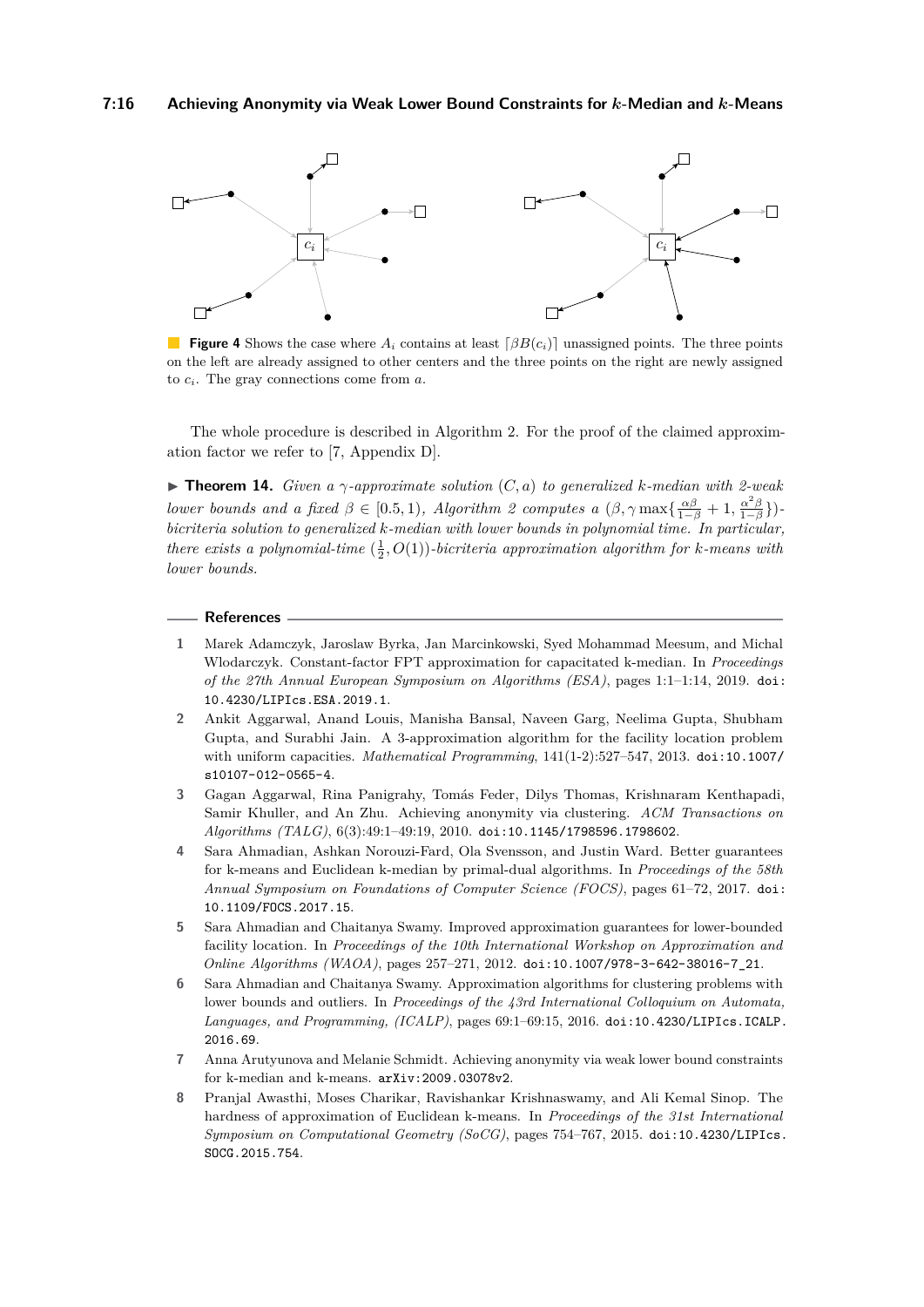**Figure 4** Shows the case where $A_i$ contains at least $\lceil \beta B(c_i) \rceil$ unassigned points. The three points on the left are already assigned to other centers and the three points on the right are newly assigned to $c_i$. The gray connections come from $a$.

The whole procedure is described in Algorithm 2. For the proof of the claimed approximation factor we refer to [7, Appendix D].

▶ **Theorem 14.** *Given a $\gamma$-approximate solution $(C, a)$ to generalized $k$-median with 2-weak lower bounds and a fixed $\beta \in [0.5, 1)$, Algorithm 2 computes a $(\beta, \gamma \max\{\frac{\alpha\beta}{1-\beta} + 1, \frac{\alpha^2\beta}{1-\beta}\})$-bicriteria solution to generalized $k$-median with lower bounds in polynomial time. In particular, there exists a polynomial-time $(\frac{1}{2}, O(1))$-bicriteria approximation algorithm for $k$-means with lower bounds.*

## References

1. Marek Adamczyk, Jaroslaw Byrka, Jan Marcinkowski, Syed Mohammad Meesum, and Michal Wlodarczyk. Constant-factor FPT approximation for capacitated k-median. In *Proceedings of the 27th Annual European Symposium on Algorithms (ESA)*, pages 1:1–1:14, 2019. doi:10.4230/LIPIcs.ESA.2019.1.
2. Ankit Aggarwal, Anand Louis, Manisha Bansal, Naveen Garg, Neelima Gupta, Shubham Gupta, and Surabhi Jain. A 3-approximation algorithm for the facility location problem with uniform capacities. *Mathematical Programming*, 141(1-2):527–547, 2013. doi:10.1007/s10107-012-0565-4.
3. Gagan Aggarwal, Rina Panigrahy, Tomás Feder, Dilys Thomas, Krishnaram Kenthapadi, Samir Khuller, and An Zhu. Achieving anonymity via clustering. *ACM Transactions on Algorithms (TALG)*, 6(3):49:1–49:19, 2010. doi:10.1145/1798596.1798602.
4. Sara Ahmadian, Ashkan Norouzi-Fard, Ola Svensson, and Justin Ward. Better guarantees for k-means and Euclidean k-median by primal-dual algorithms. In *Proceedings of the 58th Annual Symposium on Foundations of Computer Science (FOCS)*, pages 61–72, 2017. doi:10.1109/FOCS.2017.15.
5. Sara Ahmadian and Chaitanya Swamy. Improved approximation guarantees for lower-bounded facility location. In *Proceedings of the 10th International Workshop on Approximation and Online Algorithms (WAOA)*, pages 257–271, 2012. doi:10.1007/978-3-642-38016-7_21.
6. Sara Ahmadian and Chaitanya Swamy. Approximation algorithms for clustering problems with lower bounds and outliers. In *Proceedings of the 43rd International Colloquium on Automata, Languages, and Programming, (ICALP)*, pages 69:1–69:15, 2016. doi:10.4230/LIPIcs.ICALP.2016.69.
7. Anna Arutyunova and Melanie Schmidt. Achieving anonymity via weak lower bound constraints for k-median and k-means. arXiv:2009.03078v2.
8. Pranjal Awasthi, Moses Charikar, Ravishankar Krishnaswamy, and Ali Kemal Sinop. The hardness of approximation of Euclidean k-means. In *Proceedings of the 31st International Symposium on Computational Geometry (SoCG)*, pages 754–767, 2015. doi:10.4230/LIPIcs.SOCG.2015.754.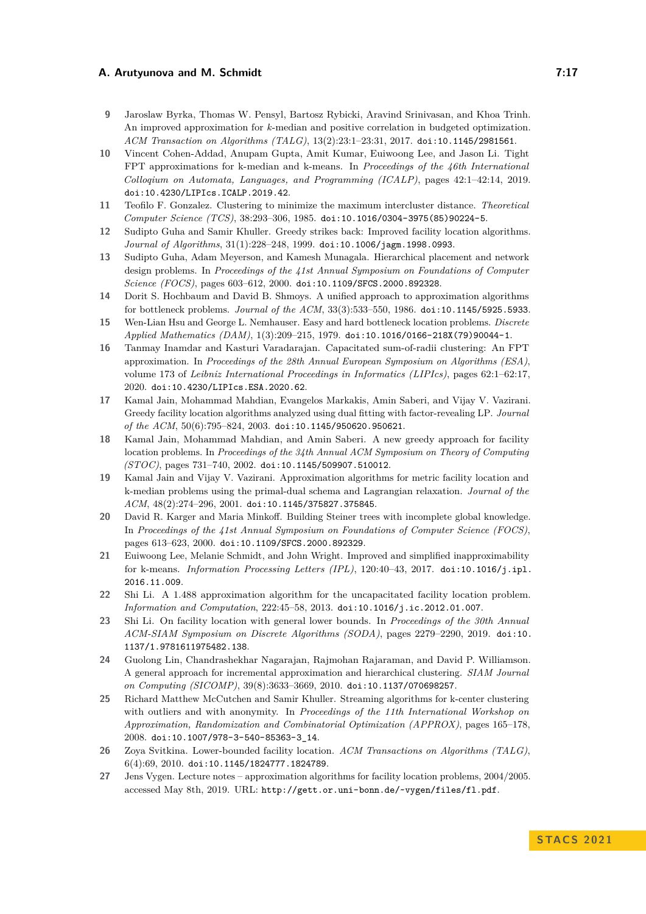9. Jaroslaw Byrka, Thomas W. Pensyl, Bartosz Rybicki, Aravind Srinivasan, and Khoa Trinh. An improved approximation for $k$-median and positive correlation in budgeted optimization. *ACM Transaction on Algorithms (TALG)*, 13(2):23:1–23:31, 2017. doi:10.1145/2981561.
10. Vincent Cohen-Addad, Anupam Gupta, Amit Kumar, Euiwoong Lee, and Jason Li. Tight FPT approximations for k-median and k-means. In *Proceedings of the 46th International Colloqium on Automata, Languages, and Programming (ICALP)*, pages 42:1–42:14, 2019. doi:10.4230/LIPIcs.ICALP.2019.42.
11. Teofilo F. Gonzalez. Clustering to minimize the maximum intercluster distance. *Theoretical Computer Science (TCS)*, 38:293–306, 1985. doi:10.1016/0304-3975(85)90224-5.
12. Sudipto Guha and Samir Khuller. Greedy strikes back: Improved facility location algorithms. *Journal of Algorithms*, 31(1):228–248, 1999. doi:10.1006/jagm.1998.0993.
13. Sudipto Guha, Adam Meyerson, and Kamesh Munagala. Hierarchical placement and network design problems. In *Proceedings of the 41st Annual Symposium on Foundations of Computer Science (FOCS)*, pages 603–612, 2000. doi:10.1109/SFCS.2000.892328.
14. Dorit S. Hochbaum and David B. Shmoys. A unified approach to approximation algorithms for bottleneck problems. *Journal of the ACM*, 33(3):533–550, 1986. doi:10.1145/5925.5933.
15. Wen-Lian Hsu and George L. Nemhauser. Easy and hard bottleneck location problems. *Discrete Applied Mathematics (DAM)*, 1(3):209–215, 1979. doi:10.1016/0166-218X(79)90044-1.
16. Tanmay Inamdar and Kasturi Varadarajan. Capacitated sum-of-radii clustering: An FPT approximation. In *Proceedings of the 28th Annual European Symposium on Algorithms (ESA)*, volume 173 of *Leibniz International Proceedings in Informatics (LIPIcs)*, pages 62:1–62:17, 2020. doi:10.4230/LIPIcs.ESA.2020.62.
17. Kamal Jain, Mohammad Mahdian, Evangelos Markakis, Amin Saberi, and Vijay V. Vazirani. Greedy facility location algorithms analyzed using dual fitting with factor-revealing LP. *Journal of the ACM*, 50(6):795–824, 2003. doi:10.1145/950620.950621.
18. Kamal Jain, Mohammad Mahdian, and Amin Saberi. A new greedy approach for facility location problems. In *Proceedings of the 34th Annual ACM Symposium on Theory of Computing (STOC)*, pages 731–740, 2002. doi:10.1145/509907.510012.
19. Kamal Jain and Vijay V. Vazirani. Approximation algorithms for metric facility location and k-median problems using the primal-dual schema and Lagrangian relaxation. *Journal of the ACM*, 48(2):274–296, 2001. doi:10.1145/375827.375845.
20. David R. Karger and Maria Minkoff. Building Steiner trees with incomplete global knowledge. In *Proceedings of the 41st Annual Symposium on Foundations of Computer Science (FOCS)*, pages 613–623, 2000. doi:10.1109/SFCS.2000.892329.
21. Euiwoong Lee, Melanie Schmidt, and John Wright. Improved and simplified inapproximability for k-means. *Information Processing Letters (IPL)*, 120:40–43, 2017. doi:10.1016/j.ipl.2016.11.009.
22. Shi Li. A 1.488 approximation algorithm for the uncapacitated facility location problem. *Information and Computation*, 222:45–58, 2013. doi:10.1016/j.ic.2012.01.007.
23. Shi Li. On facility location with general lower bounds. In *Proceedings of the 30th Annual ACM-SIAM Symposium on Discrete Algorithms (SODA)*, pages 2279–2290, 2019. doi:10.1137/1.9781611975482.138.
24. Guolong Lin, Chandrashekhar Nagarajan, Rajmohan Rajaraman, and David P. Williamson. A general approach for incremental approximation and hierarchical clustering. *SIAM Journal on Computing (SICOMP)*, 39(8):3633–3669, 2010. doi:10.1137/070698257.
25. Richard Matthew McCutchen and Samir Khuller. Streaming algorithms for k-center clustering with outliers and with anonymity. In *Proceedings of the 11th International Workshop on Approximation, Randomization and Combinatorial Optimization (APPROX)*, pages 165–178, 2008. doi:10.1007/978-3-540-85363-3_14.
26. Zoya Svitkina. Lower-bounded facility location. *ACM Transactions on Algorithms (TALG)*, 6(4):69, 2010. doi:10.1145/1824777.1824789.
27. Jens Vygen. Lecture notes – approximation algorithms for facility location problems, 2004/2005. accessed May 8th, 2019. URL: http://gett.or.uni-bonn.de/~vygen/files/fl.pdf.